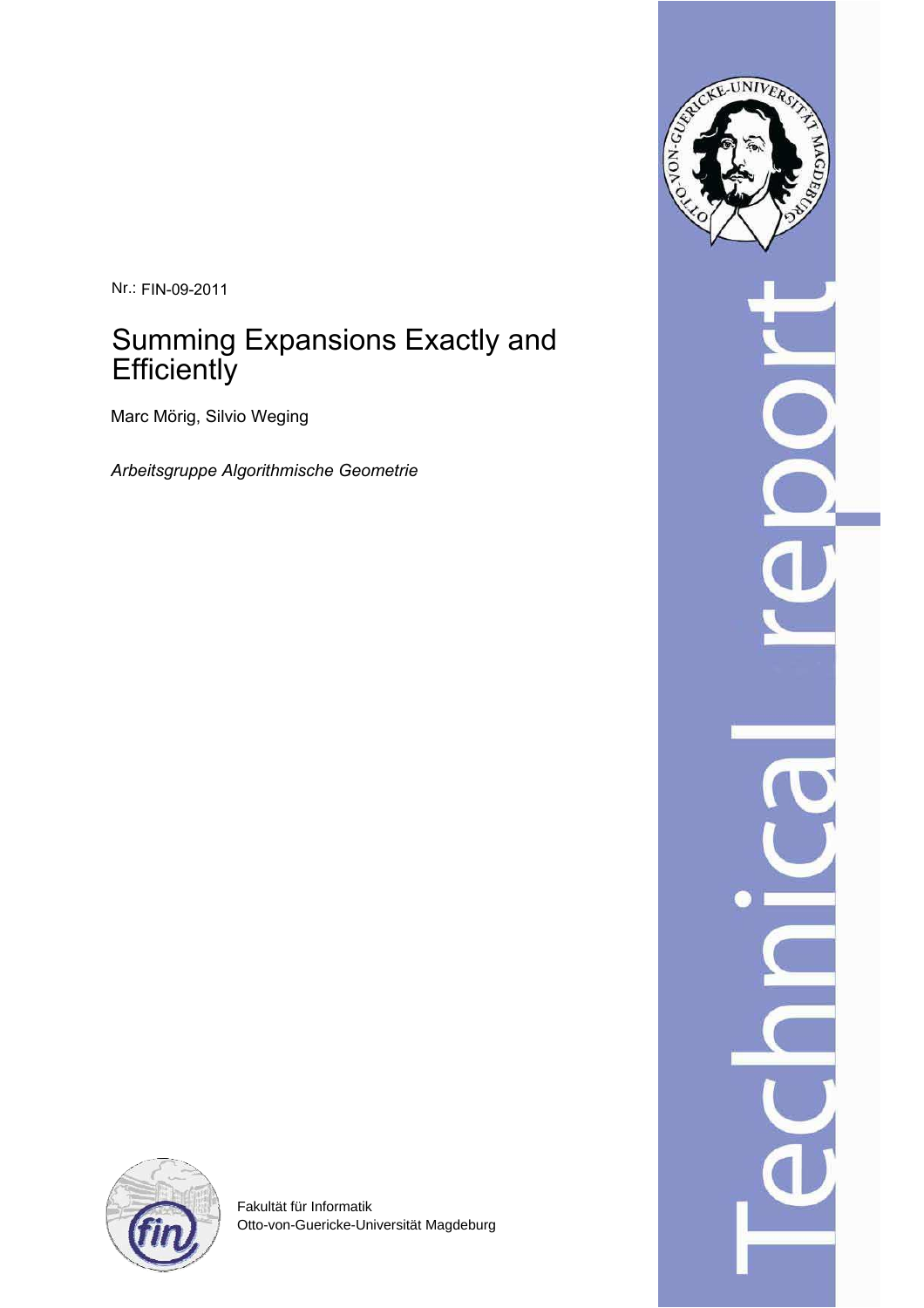Nr.: FIN-09-2011

# Summing Expansions Exactly and Efficiently

Marc Mörig, Silvio Weging

*Arbeitsgruppe Algorithmische Geometrie*

Fakultät für Informatik
Otto-von-Guericke-Universität Magdeburg

Technical report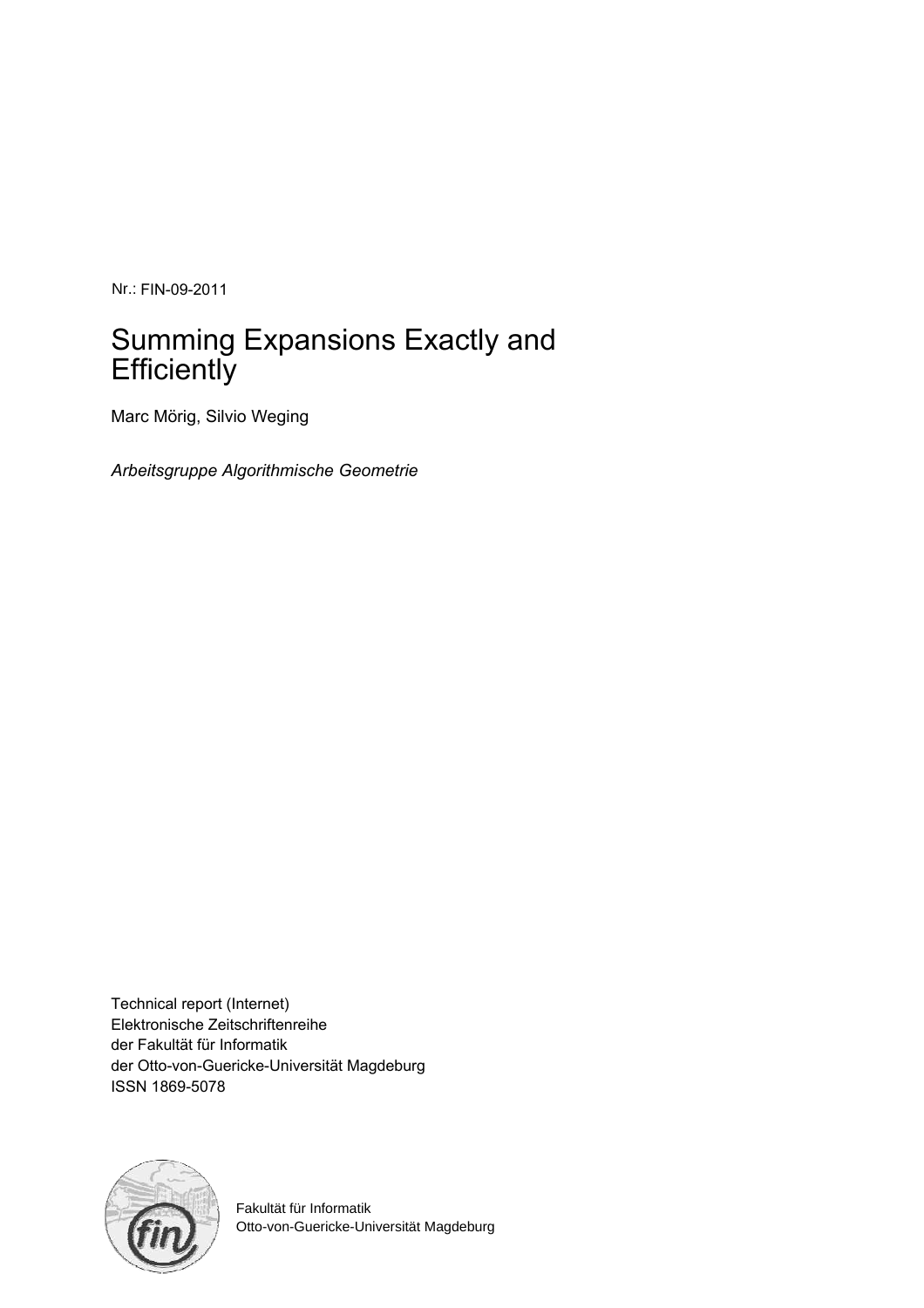Nr.: FIN-09-2011

# Summing Expansions Exactly and Efficiently

Marc Mörig, Silvio Weging

*Arbeitsgruppe Algorithmische Geometrie*

Technical report (Internet)
Elektronische Zeitschriftenreihe
der Fakultät für Informatik
der Otto-von-Guericke-Universität Magdeburg
ISSN 1869-5078

Fakultät für Informatik
Otto-von-Guericke-Universität Magdeburg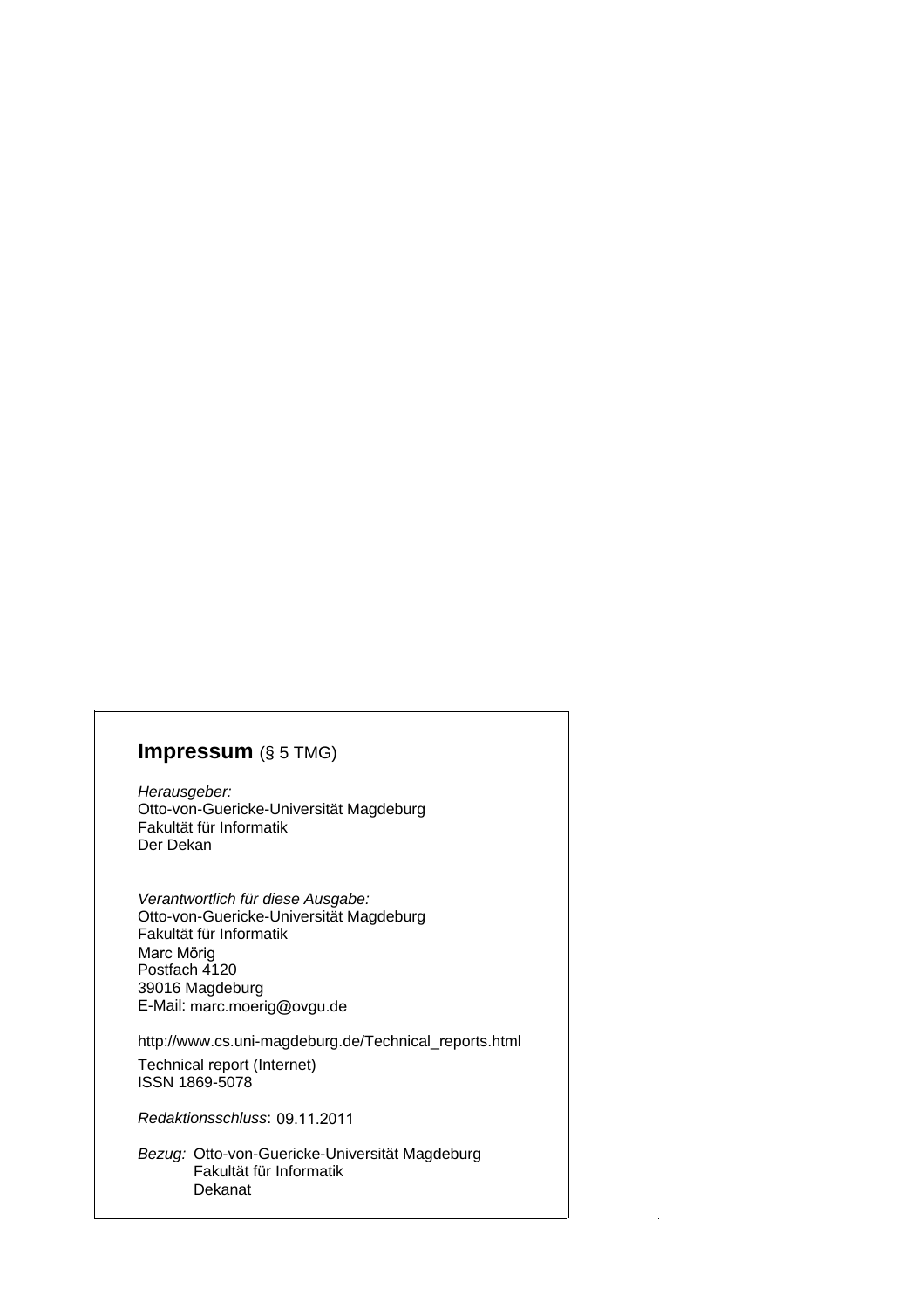**Impressum** (§ 5 TMG)

*Herausgeber:*
Otto-von-Guericke-Universität Magdeburg
Fakultät für Informatik
Der Dekan

*Verantwortlich für diese Ausgabe:*
Otto-von-Guericke-Universität Magdeburg
Fakultät für Informatik
Marc Mörig
Postfach 4120
39016 Magdeburg
E-Mail: marc.moerig@ovgu.de

http://www.cs.uni-magdeburg.de/Technical_reports.html

Technical report (Internet)
ISSN 1869-5078

*Redaktionsschluss*: 09.11.2011

*Bezug:* Otto-von-Guericke-Universität Magdeburg
Fakultät für Informatik
Dekanat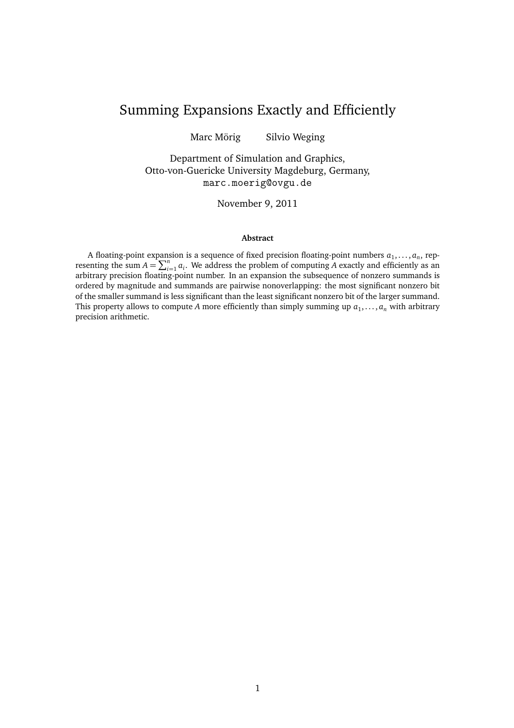# Summing Expansions Exactly and Efficiently

Marc Mörig  Silvio Weging

Department of Simulation and Graphics,
Otto-von-Guericke University Magdeburg, Germany,
`marc.moerig@ovgu.de`

November 9, 2011

**Abstract**

A floating-point expansion is a sequence of fixed precision floating-point numbers $a_1, \ldots, a_n$, representing the sum $A = \sum_{i=1}^{n} a_i$. We address the problem of computing $A$ exactly and efficiently as an arbitrary precision floating-point number. In an expansion the subsequence of nonzero summands is ordered by magnitude and summands are pairwise nonoverlapping: the most significant nonzero bit of the smaller summand is less significant than the least significant nonzero bit of the larger summand. This property allows to compute $A$ more efficiently than simply summing up $a_1, \ldots, a_n$ with arbitrary precision arithmetic.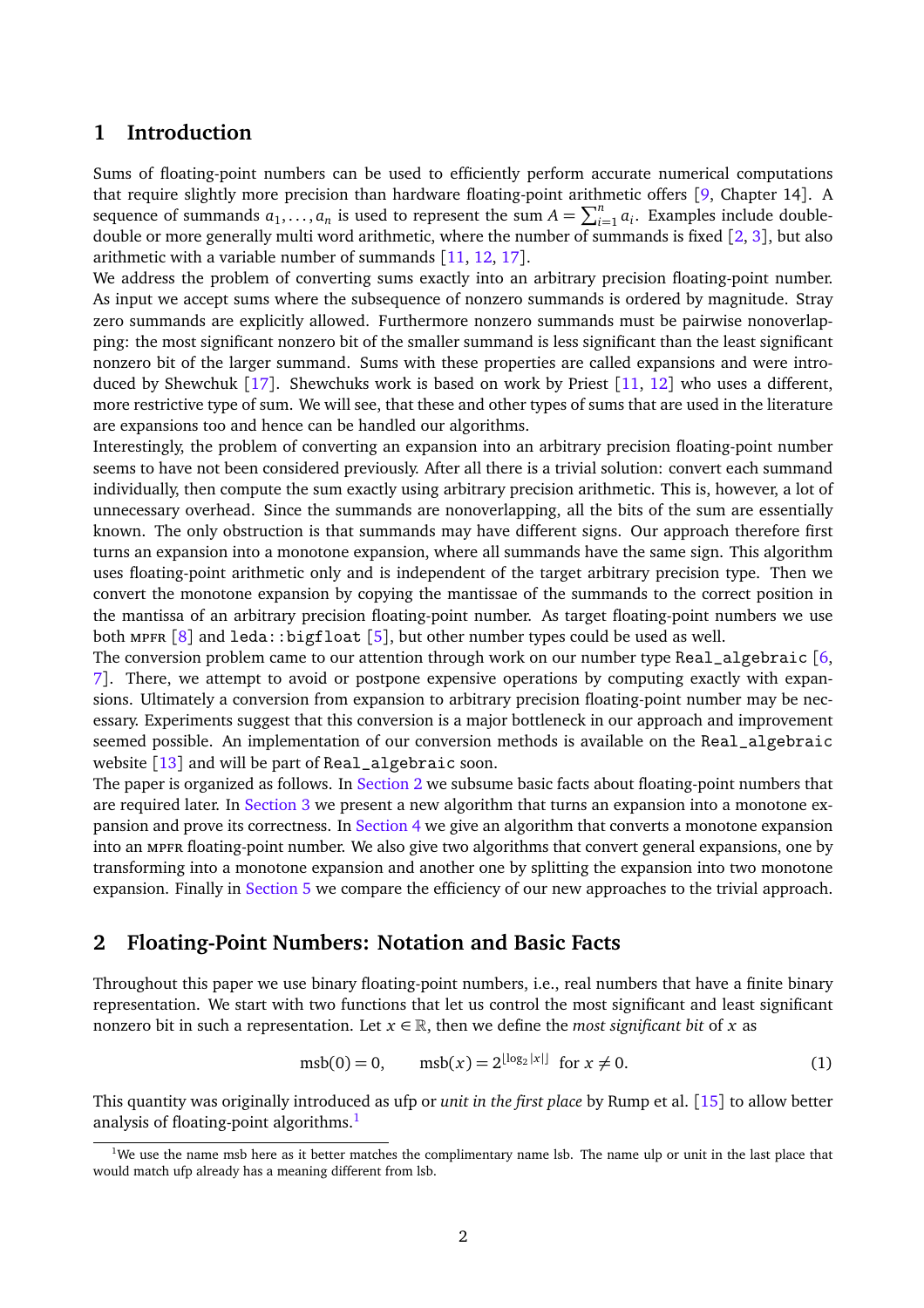## 1 Introduction

Sums of floating-point numbers can be used to efficiently perform accurate numerical computations that require slightly more precision than hardware floating-point arithmetic offers [9, Chapter 14]. A sequence of summands $a_1, \ldots, a_n$ is used to represent the sum $A = \sum_{i=1}^{n} a_i$. Examples include double-double or more generally multi word arithmetic, where the number of summands is fixed [2, 3], but also arithmetic with a variable number of summands [11, 12, 17].

We address the problem of converting sums exactly into an arbitrary precision floating-point number. As input we accept sums where the subsequence of nonzero summands is ordered by magnitude. Stray zero summands are explicitly allowed. Furthermore nonzero summands must be pairwise nonoverlapping: the most significant nonzero bit of the smaller summand is less significant than the least significant nonzero bit of the larger summand. Sums with these properties are called expansions and were introduced by Shewchuk [17]. Shewchuks work is based on work by Priest [11, 12] who uses a different, more restrictive type of sum. We will see, that these and other types of sums that are used in the literature are expansions too and hence can be handled our algorithms.

Interestingly, the problem of converting an expansion into an arbitrary precision floating-point number seems to have not been considered previously. After all there is a trivial solution: convert each summand individually, then compute the sum exactly using arbitrary precision arithmetic. This is, however, a lot of unnecessary overhead. Since the summands are nonoverlapping, all the bits of the sum are essentially known. The only obstruction is that summands may have different signs. Our approach therefore first turns an expansion into a monotone expansion, where all summands have the same sign. This algorithm uses floating-point arithmetic only and is independent of the target arbitrary precision type. Then we convert the monotone expansion by copying the mantissae of the summands to the correct position in the mantissa of an arbitrary precision floating-point number. As target floating-point numbers we use both MPFR [8] and `leda::bigfloat` [5], but other number types could be used as well.

The conversion problem came to our attention through work on our number type `Real_algebraic` [6, 7]. There, we attempt to avoid or postpone expensive operations by computing exactly with expansions. Ultimately a conversion from expansion to arbitrary precision floating-point number may be necessary. Experiments suggest that this conversion is a major bottleneck in our approach and improvement seemed possible. An implementation of our conversion methods is available on the `Real_algebraic` website [13] and will be part of `Real_algebraic` soon.

The paper is organized as follows. In Section 2 we subsume basic facts about floating-point numbers that are required later. In Section 3 we present a new algorithm that turns an expansion into a monotone expansion and prove its correctness. In Section 4 we give an algorithm that converts a monotone expansion into an MPFR floating-point number. We also give two algorithms that convert general expansions, one by transforming into a monotone expansion and another one by splitting the expansion into two monotone expansion. Finally in Section 5 we compare the efficiency of our new approaches to the trivial approach.

## 2 Floating-Point Numbers: Notation and Basic Facts

Throughout this paper we use binary floating-point numbers, i.e., real numbers that have a finite binary representation. We start with two functions that let us control the most significant and least significant nonzero bit in such a representation. Let $x \in \mathbb{R}$, then we define the *most significant bit* of $x$ as

$$\operatorname{msb}(0) = 0, \qquad \operatorname{msb}(x) = 2^{\lfloor \log_2 |x| \rfloor} \quad \text{for } x \neq 0. \tag{1}$$

This quantity was originally introduced as ufp or *unit in the first place* by Rump et al. [15] to allow better analysis of floating-point algorithms.[1]

[1] We use the name msb here as it better matches the complimentary name lsb. The name ulp or unit in the last place that would match ufp already has a meaning different from lsb.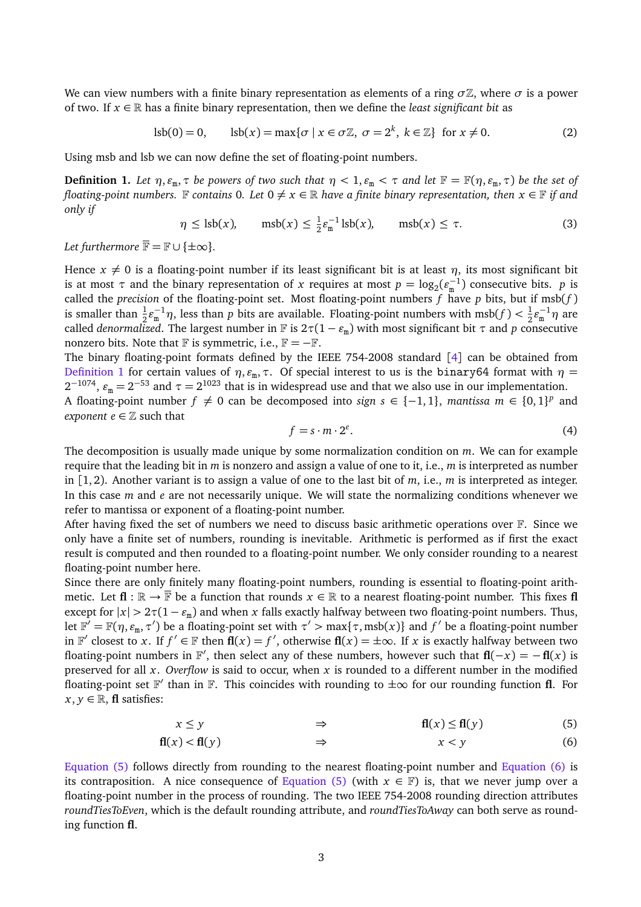We can view numbers with a finite binary representation as elements of a ring $\sigma\mathbb{Z}$, where $\sigma$ is a power of two. If $x \in \mathbb{R}$ has a finite binary representation, then we define the *least significant bit* as

$$\operatorname{lsb}(0) = 0, \qquad \operatorname{lsb}(x) = \max\{\sigma \mid x \in \sigma\mathbb{Z},\ \sigma = 2^k,\ k \in \mathbb{Z}\} \ \text{ for } x \neq 0. \tag{2}$$

Using msb and lsb we can now define the set of floating-point numbers.

**Definition 1.** *Let $\eta, \varepsilon_{\mathrm{m}}, \tau$ be powers of two such that $\eta < 1, \varepsilon_{\mathrm{m}} < \tau$ and let $\mathbb{F} = \mathbb{F}(\eta, \varepsilon_{\mathrm{m}}, \tau)$ be the set of floating-point numbers. $\mathbb{F}$ contains 0. Let $0 \neq x \in \mathbb{R}$ have a finite binary representation, then $x \in \mathbb{F}$ if and only if*

$$\eta \leq \operatorname{lsb}(x), \qquad \operatorname{msb}(x) \leq \tfrac{1}{2}\varepsilon_{\mathrm{m}}^{-1} \operatorname{lsb}(x), \qquad \operatorname{msb}(x) \leq \tau. \tag{3}$$

*Let furthermore $\overline{\mathbb{F}} = \mathbb{F} \cup \{\pm\infty\}$.*

Hence $x \neq 0$ is a floating-point number if its least significant bit is at least $\eta$, its most significant bit is at most $\tau$ and the binary representation of $x$ requires at most $p = \log_2(\varepsilon_{\mathrm{m}}^{-1})$ consecutive bits. $p$ is called the *precision* of the floating-point set. Most floating-point numbers $f$ have $p$ bits, but if $\operatorname{msb}(f)$ is smaller than $\frac{1}{2}\varepsilon_{\mathrm{m}}^{-1}\eta$, less than $p$ bits are available. Floating-point numbers with $\operatorname{msb}(f) < \frac{1}{2}\varepsilon_{\mathrm{m}}^{-1}\eta$ are called *denormalized*. The largest number in $\mathbb{F}$ is $2\tau(1-\varepsilon_{\mathrm{m}})$ with most significant bit $\tau$ and $p$ consecutive nonzero bits. Note that $\mathbb{F}$ is symmetric, i.e., $\mathbb{F} = -\mathbb{F}$.

The binary floating-point formats defined by the IEEE 754-2008 standard [4] can be obtained from Definition 1 for certain values of $\eta, \varepsilon_{\mathrm{m}}, \tau$. Of special interest to us is the `binary64` format with $\eta = 2^{-1074}$, $\varepsilon_{\mathrm{m}} = 2^{-53}$ and $\tau = 2^{1023}$ that is in widespread use and that we also use in our implementation.

A floating-point number $f \neq 0$ can be decomposed into *sign* $s \in \{-1, 1\}$, *mantissa* $m \in \{0,1\}^p$ and *exponent* $e \in \mathbb{Z}$ such that

$$f = s \cdot m \cdot 2^e. \tag{4}$$

The decomposition is usually made unique by some normalization condition on $m$. We can for example require that the leading bit in $m$ is nonzero and assign a value of one to it, i.e., $m$ is interpreted as number in $[1, 2)$. Another variant is to assign a value of one to the last bit of $m$, i.e., $m$ is interpreted as integer. In this case $m$ and $e$ are not necessarily unique. We will state the normalizing conditions whenever we refer to mantissa or exponent of a floating-point number.

After having fixed the set of numbers we need to discuss basic arithmetic operations over $\mathbb{F}$. Since we only have a finite set of numbers, rounding is inevitable. Arithmetic is performed as if first the exact result is computed and then rounded to a floating-point number. We only consider rounding to a nearest floating-point number here.

Since there are only finitely many floating-point numbers, rounding is essential to floating-point arithmetic. Let $\mathbf{fl} : \mathbb{R} \to \overline{\mathbb{F}}$ be a function that rounds $x \in \mathbb{R}$ to a nearest floating-point number. This fixes $\mathbf{fl}$ except for $|x| > 2\tau(1-\varepsilon_{\mathrm{m}})$ and when $x$ falls exactly halfway between two floating-point numbers. Thus, let $\mathbb{F}' = \mathbb{F}(\eta, \varepsilon_{\mathrm{m}}, \tau')$ be a floating-point set with $\tau' > \max\{\tau, \operatorname{msb}(x)\}$ and $f'$ be a floating-point number in $\mathbb{F}'$ closest to $x$. If $f' \in \mathbb{F}$ then $\mathbf{fl}(x) = f'$, otherwise $\mathbf{fl}(x) = \pm\infty$. If $x$ is exactly halfway between two floating-point numbers in $\mathbb{F}'$, then select any of these numbers, however such that $\mathbf{fl}(-x) = -\mathbf{fl}(x)$ is preserved for all $x$. *Overflow* is said to occur, when $x$ is rounded to a different number in the modified floating-point set $\mathbb{F}'$ than in $\mathbb{F}$. This coincides with rounding to $\pm\infty$ for our rounding function $\mathbf{fl}$. For $x, y \in \mathbb{R}$, $\mathbf{fl}$ satisfies:

$$x \leq y \qquad \Rightarrow \qquad \mathbf{fl}(x) \leq \mathbf{fl}(y) \tag{5}$$

$$\mathbf{fl}(x) < \mathbf{fl}(y) \qquad \Rightarrow \qquad x < y \tag{6}$$

Equation (5) follows directly from rounding to the nearest floating-point number and Equation (6) is its contraposition. A nice consequence of Equation (5) (with $x \in \mathbb{F}$) is, that we never jump over a floating-point number in the process of rounding. The two IEEE 754-2008 rounding direction attributes *roundTiesToEven*, which is the default rounding attribute, and *roundTiesToAway* can both serve as rounding function $\mathbf{fl}$.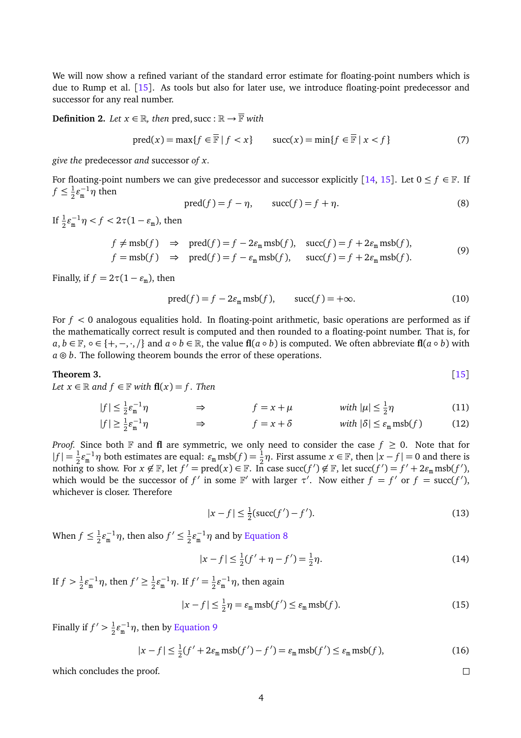We will now show a refined variant of the standard error estimate for floating-point numbers which is due to Rump et al. [15]. As tools but also for later use, we introduce floating-point predecessor and successor for any real number.

**Definition 2.** *Let $x \in \mathbb{R}$, then* $\operatorname{pred}, \operatorname{succ} : \mathbb{R} \to \overline{\mathbb{F}}$ *with*

$$\operatorname{pred}(x) = \max\{f \in \overline{\mathbb{F}} \mid f < x\} \qquad \operatorname{succ}(x) = \min\{f \in \overline{\mathbb{F}} \mid x < f\} \tag{7}$$

*give the* predecessor *and* successor *of $x$.*

For floating-point numbers we can give predecessor and successor explicitly [14, 15]. Let $0 \le f \in \mathbb{F}$. If $f \le \frac{1}{2}\varepsilon_{\mathrm{m}}^{-1}\eta$ then

$$\operatorname{pred}(f) = f - \eta, \qquad \operatorname{succ}(f) = f + \eta. \tag{8}$$

If $\frac{1}{2}\varepsilon_{\mathrm{m}}^{-1}\eta < f < 2\tau(1-\varepsilon_{\mathrm{m}})$, then

$$\begin{aligned} f \ne \operatorname{msb}(f) \quad &\Rightarrow \quad \operatorname{pred}(f) = f - 2\varepsilon_{\mathrm{m}}\operatorname{msb}(f), \quad \operatorname{succ}(f) = f + 2\varepsilon_{\mathrm{m}}\operatorname{msb}(f), \\ f = \operatorname{msb}(f) \quad &\Rightarrow \quad \operatorname{pred}(f) = f - \varepsilon_{\mathrm{m}}\operatorname{msb}(f), \quad \operatorname{succ}(f) = f + 2\varepsilon_{\mathrm{m}}\operatorname{msb}(f). \end{aligned} \tag{9}$$

Finally, if $f = 2\tau(1-\varepsilon_{\mathrm{m}})$, then

$$\operatorname{pred}(f) = f - 2\varepsilon_{\mathrm{m}}\operatorname{msb}(f), \qquad \operatorname{succ}(f) = +\infty. \tag{10}$$

For $f < 0$ analogous equalities hold. In floating-point arithmetic, basic operations are performed as if the mathematically correct result is computed and then rounded to a floating-point number. That is, for $a, b \in \mathbb{F}$, $\circ \in \{+, -, \cdot, /\}$ and $a \circ b \in \mathbb{R}$, the value $\mathbf{fl}(a \circ b)$ is computed. We often abbreviate $\mathbf{fl}(a \circ b)$ with $a \circledcirc b$. The following theorem bounds the error of these operations.

**Theorem 3.** [15]
*Let $x \in \mathbb{R}$ and $f \in \mathbb{F}$ with $\mathbf{fl}(x) = f$. Then*

$$|f| \le \tfrac{1}{2}\varepsilon_{\mathrm{m}}^{-1}\eta \quad \Rightarrow \quad f = x + \mu \quad \text{with } |\mu| \le \tfrac{1}{2}\eta \tag{11}$$

$$|f| \ge \tfrac{1}{2}\varepsilon_{\mathrm{m}}^{-1}\eta \quad \Rightarrow \quad f = x + \delta \quad \text{with } |\delta| \le \varepsilon_{\mathrm{m}}\operatorname{msb}(f) \tag{12}$$

*Proof.* Since both $\mathbb{F}$ and $\mathbf{fl}$ are symmetric, we only need to consider the case $f \ge 0$. Note that for $|f| = \frac{1}{2}\varepsilon_{\mathrm{m}}^{-1}\eta$ both estimates are equal: $\varepsilon_{\mathrm{m}}\operatorname{msb}(f) = \frac{1}{2}\eta$. First assume $x \in \mathbb{F}$, then $|x - f| = 0$ and there is nothing to show. For $x \notin \mathbb{F}$, let $f' = \operatorname{pred}(x) \in \mathbb{F}$. In case $\operatorname{succ}(f') \notin \mathbb{F}$, let $\operatorname{succ}(f') = f' + 2\varepsilon_{\mathrm{m}}\operatorname{msb}(f')$, which would be the successor of $f'$ in some $\mathbb{F}'$ with larger $\tau'$. Now either $f = f'$ or $f = \operatorname{succ}(f')$, whichever is closer. Therefore

$$|x - f| \le \tfrac{1}{2}(\operatorname{succ}(f') - f'). \tag{13}$$

When $f \le \frac{1}{2}\varepsilon_{\mathrm{m}}^{-1}\eta$, then also $f' \le \frac{1}{2}\varepsilon_{\mathrm{m}}^{-1}\eta$ and by Equation 8

$$|x - f| \le \tfrac{1}{2}(f' + \eta - f') = \tfrac{1}{2}\eta. \tag{14}$$

If $f > \frac{1}{2}\varepsilon_{\mathrm{m}}^{-1}\eta$, then $f' \ge \frac{1}{2}\varepsilon_{\mathrm{m}}^{-1}\eta$. If $f' = \frac{1}{2}\varepsilon_{\mathrm{m}}^{-1}\eta$, then again

$$|x - f| \le \tfrac{1}{2}\eta = \varepsilon_{\mathrm{m}}\operatorname{msb}(f') \le \varepsilon_{\mathrm{m}}\operatorname{msb}(f). \tag{15}$$

Finally if $f' > \frac{1}{2}\varepsilon_{\mathrm{m}}^{-1}\eta$, then by Equation 9

$$|x - f| \le \tfrac{1}{2}(f' + 2\varepsilon_{\mathrm{m}}\operatorname{msb}(f') - f') = \varepsilon_{\mathrm{m}}\operatorname{msb}(f') \le \varepsilon_{\mathrm{m}}\operatorname{msb}(f), \tag{16}$$

which concludes the proof. $\square$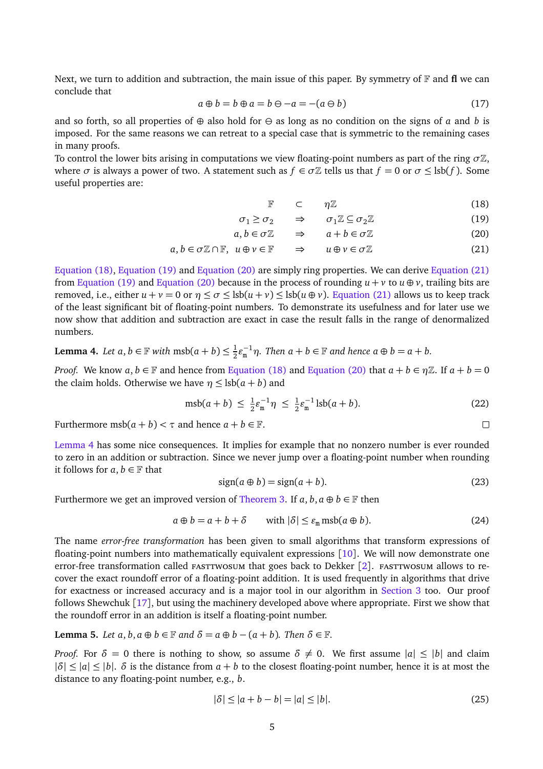Next, we turn to addition and subtraction, the main issue of this paper. By symmetry of $\mathbb{F}$ and $\mathbf{fl}$ we can conclude that

$$a \oplus b = b \oplus a = b \ominus -a = -(a \ominus b) \tag{17}$$

and so forth, so all properties of $\oplus$ also hold for $\ominus$ as long as no condition on the signs of $a$ and $b$ is imposed. For the same reasons we can retreat to a special case that is symmetric to the remaining cases in many proofs.

To control the lower bits arising in computations we view floating-point numbers as part of the ring $\sigma\mathbb{Z}$, where $\sigma$ is always a power of two. A statement such as $f \in \sigma\mathbb{Z}$ tells us that $f = 0$ or $\sigma \leq \operatorname{lsb}(f)$. Some useful properties are:

$$\mathbb{F} \quad \subset \quad \eta\mathbb{Z} \tag{18}$$

$$\sigma_1 \geq \sigma_2 \quad \Rightarrow \quad \sigma_1\mathbb{Z} \subseteq \sigma_2\mathbb{Z} \tag{19}$$

$$a, b \in \sigma\mathbb{Z} \quad \Rightarrow \quad a + b \in \sigma\mathbb{Z} \tag{20}$$

$$a, b \in \sigma\mathbb{Z} \cap \mathbb{F},\ \ u \oplus v \in \mathbb{F} \quad \Rightarrow \quad u \oplus v \in \sigma\mathbb{Z} \tag{21}$$

Equation (18), Equation (19) and Equation (20) are simply ring properties. We can derive Equation (21) from Equation (19) and Equation (20) because in the process of rounding $u + v$ to $u \oplus v$, trailing bits are removed, i.e., either $u + v = 0$ or $\eta \leq \sigma \leq \operatorname{lsb}(u + v) \leq \operatorname{lsb}(u \oplus v)$. Equation (21) allows us to keep track of the least significant bit of floating-point numbers. To demonstrate its usefulness and for later use we now show that addition and subtraction are exact in case the result falls in the range of denormalized numbers.

**Lemma 4.** *Let $a, b \in \mathbb{F}$ with $\operatorname{msb}(a + b) \leq \frac{1}{2}\varepsilon_{\mathrm{m}}^{-1}\eta$. Then $a + b \in \mathbb{F}$ and hence $a \oplus b = a + b$.*

*Proof.* We know $a, b \in \mathbb{F}$ and hence from Equation (18) and Equation (20) that $a + b \in \eta\mathbb{Z}$. If $a + b = 0$ the claim holds. Otherwise we have $\eta \leq \operatorname{lsb}(a + b)$ and

$$\operatorname{msb}(a + b) \ \leq\ \tfrac{1}{2}\varepsilon_{\mathrm{m}}^{-1}\eta \ \leq\ \tfrac{1}{2}\varepsilon_{\mathrm{m}}^{-1}\operatorname{lsb}(a + b). \tag{22}$$

Furthermore $\operatorname{msb}(a + b) < \tau$ and hence $a + b \in \mathbb{F}$. ∎

Lemma 4 has some nice consequences. It implies for example that no nonzero number is ever rounded to zero in an addition or subtraction. Since we never jump over a floating-point number when rounding it follows for $a, b \in \mathbb{F}$ that

$$\operatorname{sign}(a \oplus b) = \operatorname{sign}(a + b). \tag{23}$$

Furthermore we get an improved version of Theorem 3. If $a, b, a \oplus b \in \mathbb{F}$ then

$$a \oplus b = a + b + \delta \qquad \text{with } |\delta| \leq \varepsilon_{\mathrm{m}} \operatorname{msb}(a \oplus b). \tag{24}$$

The name *error-free transformation* has been given to small algorithms that transform expressions of floating-point numbers into mathematically equivalent expressions [10]. We will now demonstrate one error-free transformation called FASTTWOSUM that goes back to Dekker [2]. FASTTWOSUM allows to recover the exact roundoff error of a floating-point addition. It is used frequently in algorithms that drive for exactness or increased accuracy and is a major tool in our algorithm in Section 3 too. Our proof follows Shewchuk [17], but using the machinery developed above where appropriate. First we show that the roundoff error in an addition is itself a floating-point number.

**Lemma 5.** *Let $a, b, a \oplus b \in \mathbb{F}$ and $\delta = a \oplus b - (a + b)$. Then $\delta \in \mathbb{F}$.*

*Proof.* For $\delta = 0$ there is nothing to show, so assume $\delta \neq 0$. We first assume $|a| \leq |b|$ and claim $|\delta| \leq |a| \leq |b|$. $\delta$ is the distance from $a + b$ to the closest floating-point number, hence it is at most the distance to any floating-point number, e.g., $b$.

$$|\delta| \leq |a + b - b| = |a| \leq |b|. \tag{25}$$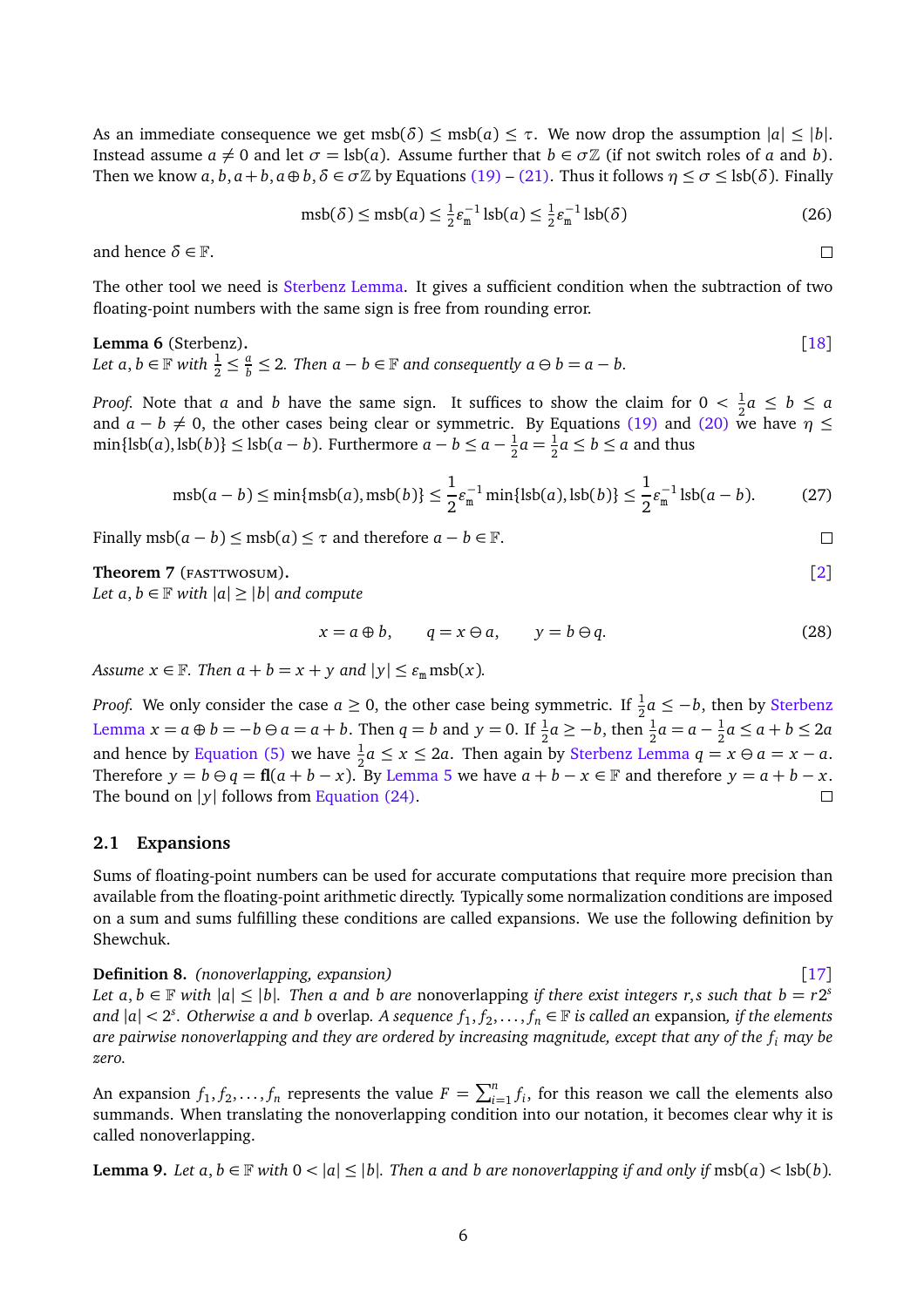As an immediate consequence we get $\operatorname{msb}(\delta) \le \operatorname{msb}(a) \le \tau$. We now drop the assumption $|a| \le |b|$. Instead assume $a \ne 0$ and let $\sigma = \operatorname{lsb}(a)$. Assume further that $b \in \sigma\mathbb{Z}$ (if not switch roles of $a$ and $b$). Then we know $a, b, a+b, a \oplus b, \delta \in \sigma\mathbb{Z}$ by Equations (19) – (21). Thus it follows $\eta \le \sigma \le \operatorname{lsb}(\delta)$. Finally

$$\operatorname{msb}(\delta) \le \operatorname{msb}(a) \le \tfrac{1}{2}\varepsilon_{\mathtt{m}}^{-1} \operatorname{lsb}(a) \le \tfrac{1}{2}\varepsilon_{\mathtt{m}}^{-1} \operatorname{lsb}(\delta) \tag{26}$$

and hence $\delta \in \mathbb{F}$. □

The other tool we need is Sterbenz Lemma. It gives a sufficient condition when the subtraction of two floating-point numbers with the same sign is free from rounding error.

**Lemma 6** (Sterbenz). [18]
*Let $a, b \in \mathbb{F}$ with $\frac{1}{2} \le \frac{a}{b} \le 2$. Then $a - b \in \mathbb{F}$ and consequently $a \ominus b = a - b$.*

*Proof.* Note that $a$ and $b$ have the same sign. It suffices to show the claim for $0 < \frac{1}{2}a \le b \le a$ and $a - b \ne 0$, the other cases being clear or symmetric. By Equations (19) and (20) we have $\eta \le \min\{\operatorname{lsb}(a), \operatorname{lsb}(b)\} \le \operatorname{lsb}(a-b)$. Furthermore $a - b \le a - \frac{1}{2}a = \frac{1}{2}a \le b \le a$ and thus

$$\operatorname{msb}(a-b) \le \min\{\operatorname{msb}(a), \operatorname{msb}(b)\} \le \frac{1}{2}\varepsilon_{\mathtt{m}}^{-1} \min\{\operatorname{lsb}(a), \operatorname{lsb}(b)\} \le \frac{1}{2}\varepsilon_{\mathtt{m}}^{-1} \operatorname{lsb}(a-b). \tag{27}$$

Finally $\operatorname{msb}(a-b) \le \operatorname{msb}(a) \le \tau$ and therefore $a - b \in \mathbb{F}$. □

**Theorem 7** (FASTTWOSUM). [2]
*Let $a, b \in \mathbb{F}$ with $|a| \ge |b|$ and compute*

$$x = a \oplus b, \qquad q = x \ominus a, \qquad y = b \ominus q. \tag{28}$$

*Assume $x \in \mathbb{F}$. Then $a + b = x + y$ and $|y| \le \varepsilon_{\mathtt{m}} \operatorname{msb}(x)$.*

*Proof.* We only consider the case $a \ge 0$, the other case being symmetric. If $\frac{1}{2}a \le -b$, then by Sterbenz Lemma $x = a \oplus b = -b \ominus a = a + b$. Then $q = b$ and $y = 0$. If $\frac{1}{2}a \ge -b$, then $\frac{1}{2}a = a - \frac{1}{2}a \le a + b \le 2a$ and hence by Equation (5) we have $\frac{1}{2}a \le x \le 2a$. Then again by Sterbenz Lemma $q = x \ominus a = x - a$. Therefore $y = b \ominus q = \mathbf{fl}(a + b - x)$. By Lemma 5 we have $a + b - x \in \mathbb{F}$ and therefore $y = a + b - x$. The bound on $|y|$ follows from Equation (24). □

## 2.1 Expansions

Sums of floating-point numbers can be used for accurate computations that require more precision than available from the floating-point arithmetic directly. Typically some normalization conditions are imposed on a sum and sums fulfilling these conditions are called expansions. We use the following definition by Shewchuk.

**Definition 8.** *(nonoverlapping, expansion)* [17]
*Let $a, b \in \mathbb{F}$ with $|a| \le |b|$. Then $a$ and $b$ are* nonoverlapping *if there exist integers $r, s$ such that $b = r2^s$ and $|a| < 2^s$. Otherwise $a$ and $b$ overlap. A sequence $f_1, f_2, \ldots, f_n \in \mathbb{F}$ is called an* expansion, *if the elements are pairwise nonoverlapping and they are ordered by increasing magnitude, except that any of the $f_i$ may be zero.*

An expansion $f_1, f_2, \ldots, f_n$ represents the value $F = \sum_{i=1}^{n} f_i$, for this reason we call the elements also summands. When translating the nonoverlapping condition into our notation, it becomes clear why it is called nonoverlapping.

**Lemma 9.** *Let $a, b \in \mathbb{F}$ with $0 < |a| \le |b|$. Then $a$ and $b$ are nonoverlapping if and only if $\operatorname{msb}(a) < \operatorname{lsb}(b)$.*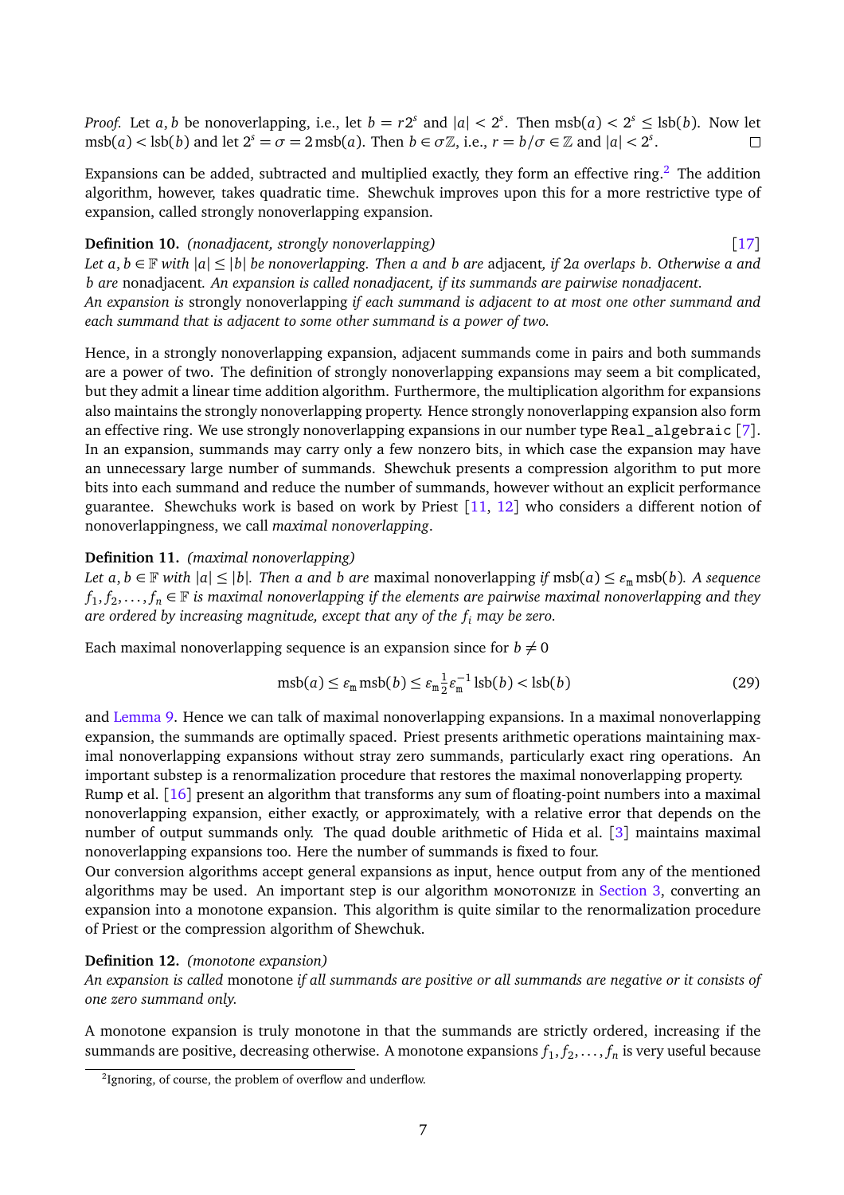*Proof.* Let $a, b$ be nonoverlapping, i.e., let $b = r2^s$ and $|a| < 2^s$. Then $\mathrm{msb}(a) < 2^s \le \mathrm{lsb}(b)$. Now let $\mathrm{msb}(a) < \mathrm{lsb}(b)$ and let $2^s = \sigma = 2\,\mathrm{msb}(a)$. Then $b \in \sigma\mathbb{Z}$, i.e., $r = b/\sigma \in \mathbb{Z}$ and $|a| < 2^s$. □

Expansions can be added, subtracted and multiplied exactly, they form an effective ring.[2] The addition algorithm, however, takes quadratic time. Shewchuk improves upon this for a more restrictive type of expansion, called strongly nonoverlapping expansion.

**Definition 10.** *(nonadjacent, strongly nonoverlapping)* [17]
*Let $a, b \in \mathbb{F}$ with $|a| \le |b|$ be nonoverlapping. Then $a$ and $b$ are* adjacent*, if $2a$ overlaps $b$. Otherwise $a$ and $b$ are* nonadjacent*. An expansion is called nonadjacent, if its summands are pairwise nonadjacent.*
*An expansion is* strongly nonoverlapping *if each summand is adjacent to at most one other summand and each summand that is adjacent to some other summand is a power of two.*

Hence, in a strongly nonoverlapping expansion, adjacent summands come in pairs and both summands are a power of two. The definition of strongly nonoverlapping expansions may seem a bit complicated, but they admit a linear time addition algorithm. Furthermore, the multiplication algorithm for expansions also maintains the strongly nonoverlapping property. Hence strongly nonoverlapping expansion also form an effective ring. We use strongly nonoverlapping expansions in our number type `Real_algebraic` [7]. In an expansion, summands may carry only a few nonzero bits, in which case the expansion may have an unnecessary large number of summands. Shewchuk presents a compression algorithm to put more bits into each summand and reduce the number of summands, however without an explicit performance guarantee. Shewchuks work is based on work by Priest [11, 12] who considers a different notion of nonoverlappingness, we call *maximal nonoverlapping*.

**Definition 11.** *(maximal nonoverlapping)*
*Let $a, b \in \mathbb{F}$ with $|a| \le |b|$. Then $a$ and $b$ are* maximal nonoverlapping *if $\mathrm{msb}(a) \le \varepsilon_{\mathrm{m}}\,\mathrm{msb}(b)$. A sequence $f_1, f_2, \ldots, f_n \in \mathbb{F}$ is maximal nonoverlapping if the elements are pairwise maximal nonoverlapping and they are ordered by increasing magnitude, except that any of the $f_i$ may be zero.*

Each maximal nonoverlapping sequence is an expansion since for $b \neq 0$

$$\mathrm{msb}(a) \le \varepsilon_{\mathrm{m}}\,\mathrm{msb}(b) \le \varepsilon_{\mathrm{m}}\tfrac{1}{2}\varepsilon_{\mathrm{m}}^{-1}\,\mathrm{lsb}(b) < \mathrm{lsb}(b) \tag{29}$$

and Lemma 9. Hence we can talk of maximal nonoverlapping expansions. In a maximal nonoverlapping expansion, the summands are optimally spaced. Priest presents arithmetic operations maintaining maximal nonoverlapping expansions without stray zero summands, particularly exact ring operations. An important substep is a renormalization procedure that restores the maximal nonoverlapping property.
Rump et al. [16] present an algorithm that transforms any sum of floating-point numbers into a maximal nonoverlapping expansion, either exactly, or approximately, with a relative error that depends on the number of output summands only. The quad double arithmetic of Hida et al. [3] maintains maximal nonoverlapping expansions too. Here the number of summands is fixed to four.
Our conversion algorithms accept general expansions as input, hence output from any of the mentioned algorithms may be used. An important step is our algorithm MONOTONIZE in Section 3, converting an expansion into a monotone expansion. This algorithm is quite similar to the renormalization procedure of Priest or the compression algorithm of Shewchuk.

**Definition 12.** *(monotone expansion)*
*An expansion is called* monotone *if all summands are positive or all summands are negative or it consists of one zero summand only.*

A monotone expansion is truly monotone in that the summands are strictly ordered, increasing if the summands are positive, decreasing otherwise. A monotone expansions $f_1, f_2, \ldots, f_n$ is very useful because

[2] Ignoring, of course, the problem of overflow and underflow.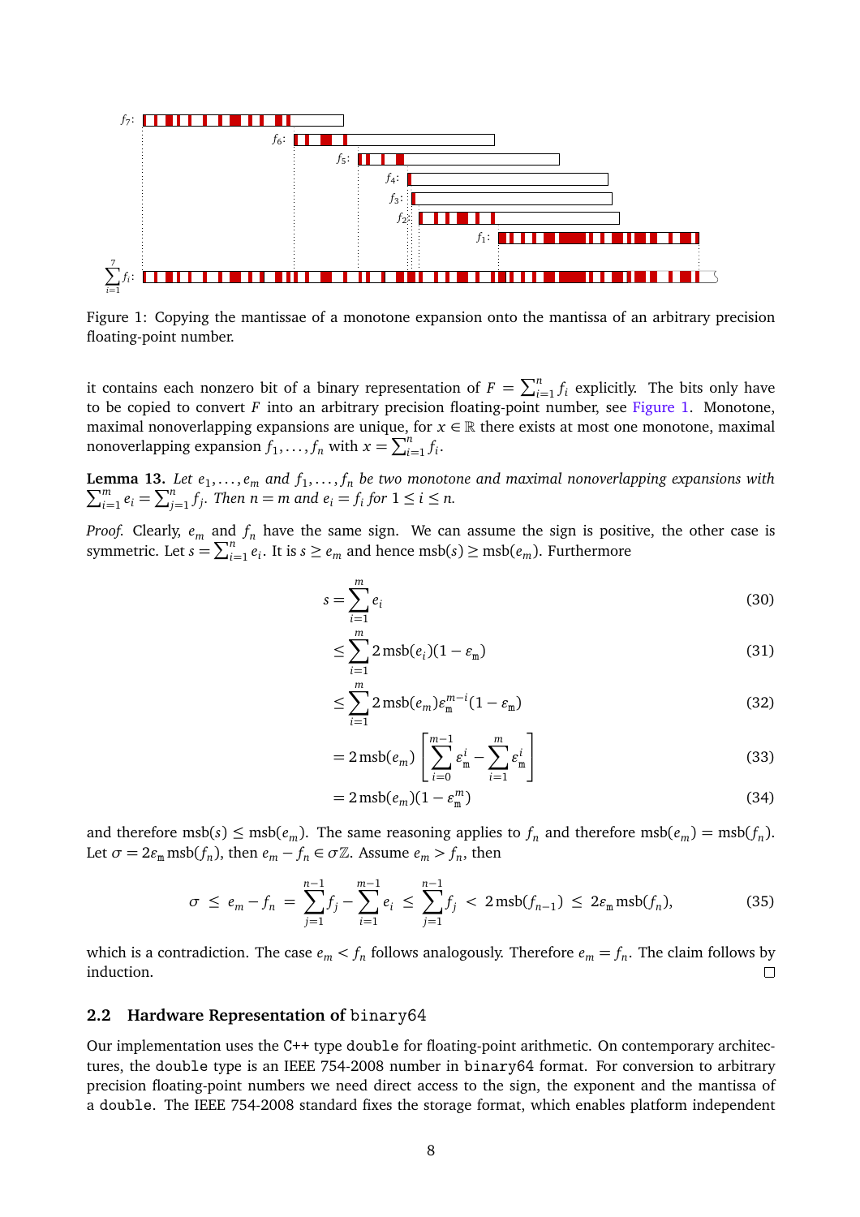Figure 1: Copying the mantissae of a monotone expansion onto the mantissa of an arbitrary precision floating-point number.

it contains each nonzero bit of a binary representation of $F = \sum_{i=1}^{n} f_i$ explicitly. The bits only have to be copied to convert $F$ into an arbitrary precision floating-point number, see Figure 1. Monotone, maximal nonoverlapping expansions are unique, for $x \in \mathbb{R}$ there exists at most one monotone, maximal nonoverlapping expansion $f_1, \ldots, f_n$ with $x = \sum_{i=1}^{n} f_i$.

**Lemma 13.** *Let $e_1, \ldots, e_m$ and $f_1, \ldots, f_n$ be two monotone and maximal nonoverlapping expansions with $\sum_{i=1}^{m} e_i = \sum_{j=1}^{n} f_j$. Then $n = m$ and $e_i = f_i$ for $1 \leq i \leq n$.*

*Proof.* Clearly, $e_m$ and $f_n$ have the same sign. We can assume the sign is positive, the other case is symmetric. Let $s = \sum_{i=1}^{n} e_i$. It is $s \geq e_m$ and hence $\operatorname{msb}(s) \geq \operatorname{msb}(e_m)$. Furthermore

$$
\begin{aligned}
s &= \sum_{i=1}^{m} e_i && (30)\\
&\leq \sum_{i=1}^{m} 2\operatorname{msb}(e_i)(1 - \varepsilon_{\mathtt{m}}) && (31)\\
&\leq \sum_{i=1}^{m} 2\operatorname{msb}(e_m)\varepsilon_{\mathtt{m}}^{m-i}(1 - \varepsilon_{\mathtt{m}}) && (32)\\
&= 2\operatorname{msb}(e_m)\left[\sum_{i=0}^{m-1} \varepsilon_{\mathtt{m}}^{i} - \sum_{i=1}^{m} \varepsilon_{\mathtt{m}}^{i}\right] && (33)\\
&= 2\operatorname{msb}(e_m)(1 - \varepsilon_{\mathtt{m}}^{m}) && (34)
\end{aligned}
$$

and therefore $\operatorname{msb}(s) \leq \operatorname{msb}(e_m)$. The same reasoning applies to $f_n$ and therefore $\operatorname{msb}(e_m) = \operatorname{msb}(f_n)$. Let $\sigma = 2\varepsilon_{\mathtt{m}} \operatorname{msb}(f_n)$, then $e_m - f_n \in \sigma\mathbb{Z}$. Assume $e_m > f_n$, then

$$
\sigma \;\leq\; e_m - f_n \;=\; \sum_{j=1}^{n-1} f_j - \sum_{i=1}^{m-1} e_i \;\leq\; \sum_{j=1}^{n-1} f_j \;<\; 2\operatorname{msb}(f_{n-1}) \;\leq\; 2\varepsilon_{\mathtt{m}} \operatorname{msb}(f_n), \tag{35}
$$

which is a contradiction. The case $e_m < f_n$ follows analogously. Therefore $e_m = f_n$. The claim follows by induction. □

### 2.2 Hardware Representation of `binary64`

Our implementation uses the C++ type `double` for floating-point arithmetic. On contemporary architectures, the `double` type is an IEEE 754-2008 number in `binary64` format. For conversion to arbitrary precision floating-point numbers we need direct access to the sign, the exponent and the mantissa of a `double`. The IEEE 754-2008 standard fixes the storage format, which enables platform independent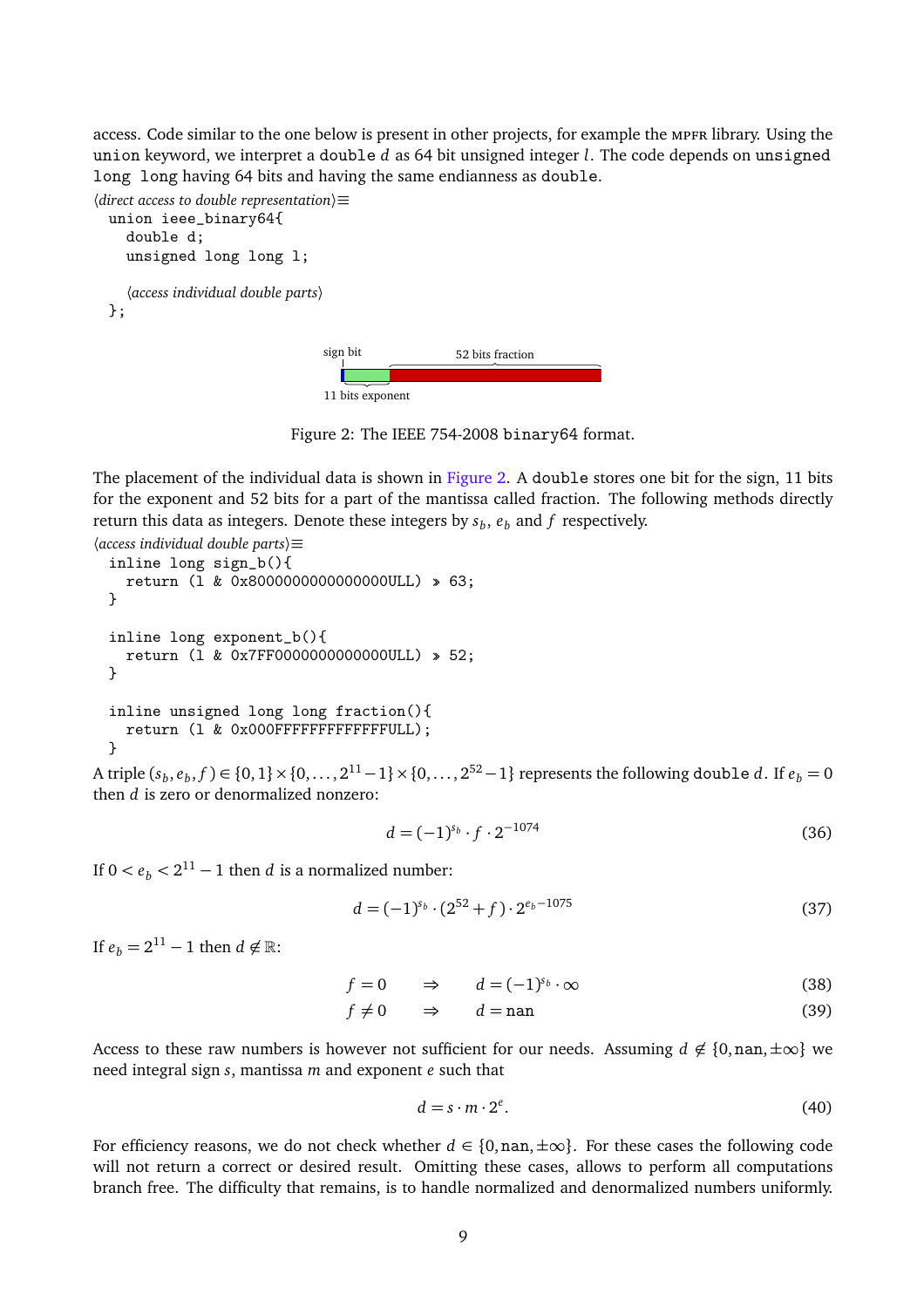access. Code similar to the one below is present in other projects, for example the MPFR library. Using the `union` keyword, we interpret a `double` $d$ as 64 bit unsigned integer $l$. The code depends on `unsigned long long` having 64 bits and having the same endianness as `double`.

⟨*direct access to double representation*⟩≡
```
union ieee_binary64{
  double d;
  unsigned long long l;

  ⟨access individual double parts⟩
};
```

Figure 2: The IEEE 754-2008 `binary64` format.

The placement of the individual data is shown in Figure 2. A `double` stores one bit for the sign, 11 bits for the exponent and 52 bits for a part of the mantissa called fraction. The following methods directly return this data as integers. Denote these integers by $s_b$, $e_b$ and $f$ respectively.

⟨*access individual double parts*⟩≡
```
inline long sign_b(){
  return (l & 0x8000000000000000ULL) >> 63;
}

inline long exponent_b(){
  return (l & 0x7FF0000000000000ULL) >> 52;
}

inline unsigned long long fraction(){
  return (l & 0x000FFFFFFFFFFFFFULL);
}
```

A triple $(s_b, e_b, f) \in \{0,1\} \times \{0,\dots,2^{11}-1\} \times \{0,\dots,2^{52}-1\}$ represents the following `double` $d$. If $e_b = 0$ then $d$ is zero or denormalized nonzero:

$$d = (-1)^{s_b} \cdot f \cdot 2^{-1074} \tag{36}$$

If $0 < e_b < 2^{11} - 1$ then $d$ is a normalized number:

$$d = (-1)^{s_b} \cdot (2^{52} + f) \cdot 2^{e_b - 1075} \tag{37}$$

If $e_b = 2^{11} - 1$ then $d \notin \mathbb{R}$:

$$f = 0 \quad \Rightarrow \quad d = (-1)^{s_b} \cdot \infty \tag{38}$$

$$f \neq 0 \quad \Rightarrow \quad d = \texttt{nan} \tag{39}$$

Access to these raw numbers is however not sufficient for our needs. Assuming $d \notin \{0, \texttt{nan}, \pm\infty\}$ we need integral sign $s$, mantissa $m$ and exponent $e$ such that

$$d = s \cdot m \cdot 2^e. \tag{40}$$

For efficiency reasons, we do not check whether $d \in \{0, \texttt{nan}, \pm\infty\}$. For these cases the following code will not return a correct or desired result. Omitting these cases, allows to perform all computations branch free. The difficulty that remains, is to handle normalized and denormalized numbers uniformly.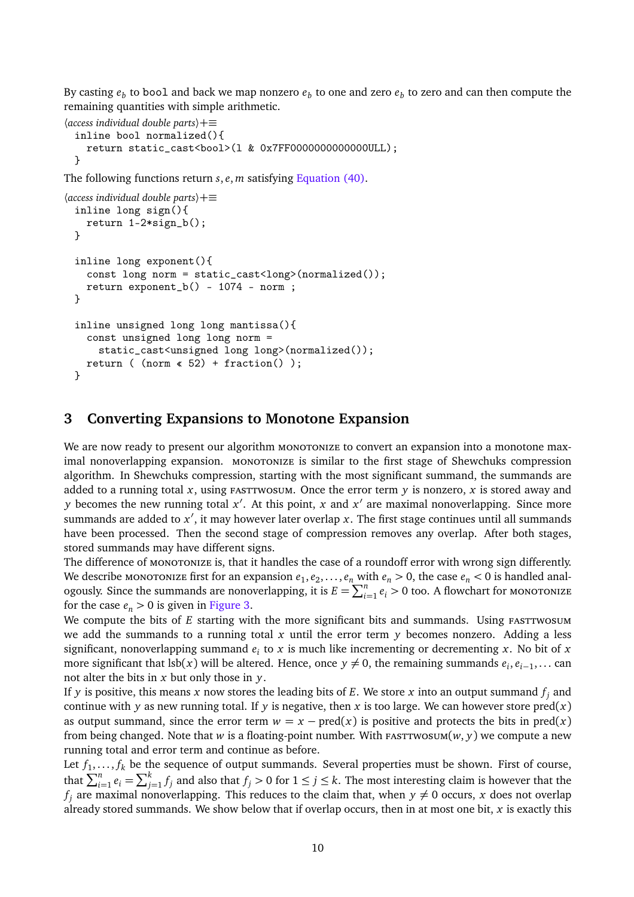By casting $e_b$ to bool and back we map nonzero $e_b$ to one and zero $e_b$ to zero and can then compute the remaining quantities with simple arithmetic.

⟨*access individual double parts*⟩+≡
```
inline bool normalized(){
  return static_cast<bool>(l & 0x7FF0000000000000ULL);
}
```

The following functions return $s, e, m$ satisfying Equation (40).

⟨*access individual double parts*⟩+≡
```
inline long sign(){
  return 1-2*sign_b();
}

inline long exponent(){
  const long norm = static_cast<long>(normalized());
  return exponent_b() - 1074 - norm ;
}

inline unsigned long long mantissa(){
  const unsigned long long norm =
    static_cast<unsigned long long>(normalized());
  return ( (norm << 52) + fraction() );
}
```

## 3 Converting Expansions to Monotone Expansion

We are now ready to present our algorithm MONOTONIZE to convert an expansion into a monotone maximal nonoverlapping expansion. MONOTONIZE is similar to the first stage of Shewchuks compression algorithm. In Shewchuks compression, starting with the most significant summand, the summands are added to a running total $x$, using FASTTWOSUM. Once the error term $y$ is nonzero, $x$ is stored away and $y$ becomes the new running total $x'$. At this point, $x$ and $x'$ are maximal nonoverlapping. Since more summands are added to $x'$, it may however later overlap $x$. The first stage continues until all summands have been processed. Then the second stage of compression removes any overlap. After both stages, stored summands may have different signs.

The difference of MONOTONIZE is, that it handles the case of a roundoff error with wrong sign differently. We describe MONOTONIZE first for an expansion $e_1, e_2, \ldots, e_n$ with $e_n > 0$, the case $e_n < 0$ is handled analogously. Since the summands are nonoverlapping, it is $E = \sum_{i=1}^{n} e_i > 0$ too. A flowchart for MONOTONIZE for the case $e_n > 0$ is given in Figure 3.

We compute the bits of $E$ starting with the more significant bits and summands. Using FASTTWOSUM we add the summands to a running total $x$ until the error term $y$ becomes nonzero. Adding a less significant, nonoverlapping summand $e_i$ to $x$ is much like incrementing or decrementing $x$. No bit of $x$ more significant that $\mathrm{lsb}(x)$ will be altered. Hence, once $y \neq 0$, the remaining summands $e_i, e_{i-1}, \ldots$ can not alter the bits in $x$ but only those in $y$.

If $y$ is positive, this means $x$ now stores the leading bits of $E$. We store $x$ into an output summand $f_j$ and continue with $y$ as new running total. If $y$ is negative, then $x$ is too large. We can however store $\mathrm{pred}(x)$ as output summand, since the error term $w = x - \mathrm{pred}(x)$ is positive and protects the bits in $\mathrm{pred}(x)$ from being changed. Note that $w$ is a floating-point number. With FASTTWOSUM$(w, y)$ we compute a new running total and error term and continue as before.

Let $f_1, \ldots, f_k$ be the sequence of output summands. Several properties must be shown. First of course, that $\sum_{i=1}^{n} e_i = \sum_{j=1}^{k} f_j$ and also that $f_j > 0$ for $1 \leq j \leq k$. The most interesting claim is however that the $f_j$ are maximal nonoverlapping. This reduces to the claim that, when $y \neq 0$ occurs, $x$ does not overlap already stored summands. We show below that if overlap occurs, then in at most one bit, $x$ is exactly this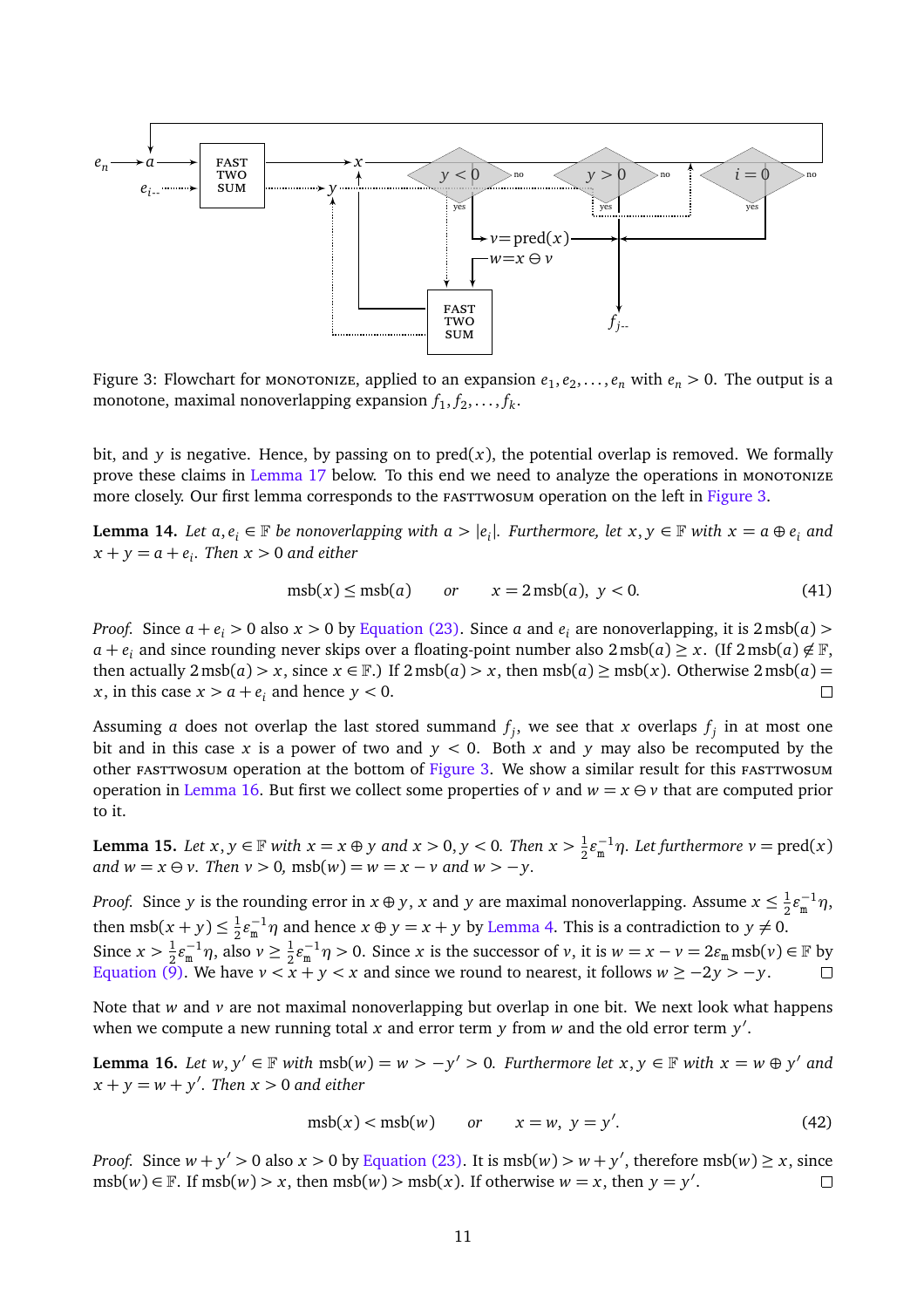Figure 3: Flowchart for MONOTONIZE, applied to an expansion $e_1, e_2, \dots, e_n$ with $e_n > 0$. The output is a monotone, maximal nonoverlapping expansion $f_1, f_2, \dots, f_k$.

bit, and $y$ is negative. Hence, by passing on to $\operatorname{pred}(x)$, the potential overlap is removed. We formally prove these claims in Lemma 17 below. To this end we need to analyze the operations in MONOTONIZE more closely. Our first lemma corresponds to the FASTTWOSUM operation on the left in Figure 3.

**Lemma 14.** *Let $a, e_i \in \mathbb{F}$ be nonoverlapping with $a > |e_i|$. Furthermore, let $x, y \in \mathbb{F}$ with $x = a \oplus e_i$ and $x + y = a + e_i$. Then $x > 0$ and either*

$$\operatorname{msb}(x) \leq \operatorname{msb}(a) \qquad \text{or} \qquad x = 2\operatorname{msb}(a),\ y < 0. \tag{41}$$

*Proof.* Since $a + e_i > 0$ also $x > 0$ by Equation (23). Since $a$ and $e_i$ are nonoverlapping, it is $2\operatorname{msb}(a) > a + e_i$ and since rounding never skips over a floating-point number also $2\operatorname{msb}(a) \geq x$. (If $2\operatorname{msb}(a) \notin \mathbb{F}$, then actually $2\operatorname{msb}(a) > x$, since $x \in \mathbb{F}$.) If $2\operatorname{msb}(a) > x$, then $\operatorname{msb}(a) \geq \operatorname{msb}(x)$. Otherwise $2\operatorname{msb}(a) = x$, in this case $x > a + e_i$ and hence $y < 0$. □

Assuming $a$ does not overlap the last stored summand $f_j$, we see that $x$ overlaps $f_j$ in at most one bit and in this case $x$ is a power of two and $y < 0$. Both $x$ and $y$ may also be recomputed by the other FASTTWOSUM operation at the bottom of Figure 3. We show a similar result for this FASTTWOSUM operation in Lemma 16. But first we collect some properties of $v$ and $w = x \ominus v$ that are computed prior to it.

**Lemma 15.** *Let $x, y \in \mathbb{F}$ with $x = x \oplus y$ and $x > 0, y < 0$. Then $x > \frac{1}{2}\varepsilon_{\mathtt{m}}^{-1}\eta$. Let furthermore $v = \operatorname{pred}(x)$ and $w = x \ominus v$. Then $v > 0$, $\operatorname{msb}(w) = w = x - v$ and $w > -y$.*

*Proof.* Since $y$ is the rounding error in $x \oplus y$, $x$ and $y$ are maximal nonoverlapping. Assume $x \leq \frac{1}{2}\varepsilon_{\mathtt{m}}^{-1}\eta$, then $\operatorname{msb}(x + y) \leq \frac{1}{2}\varepsilon_{\mathtt{m}}^{-1}\eta$ and hence $x \oplus y = x + y$ by Lemma 4. This is a contradiction to $y \neq 0$. Since $x > \frac{1}{2}\varepsilon_{\mathtt{m}}^{-1}\eta$, also $v \geq \frac{1}{2}\varepsilon_{\mathtt{m}}^{-1}\eta > 0$. Since $x$ is the successor of $v$, it is $w = x - v = 2\varepsilon_{\mathtt{m}}\operatorname{msb}(v) \in \mathbb{F}$ by Equation (9). We have $v < x + y < x$ and since we round to nearest, it follows $w \geq -2y > -y$. □

Note that $w$ and $v$ are not maximal nonoverlapping but overlap in one bit. We next look what happens when we compute a new running total $x$ and error term $y$ from $w$ and the old error term $y'$.

**Lemma 16.** *Let $w, y' \in \mathbb{F}$ with $\operatorname{msb}(w) = w > -y' > 0$. Furthermore let $x, y \in \mathbb{F}$ with $x = w \oplus y'$ and $x + y = w + y'$. Then $x > 0$ and either*

$$\operatorname{msb}(x) < \operatorname{msb}(w) \qquad \text{or} \qquad x = w,\ y = y'. \tag{42}$$

*Proof.* Since $w + y' > 0$ also $x > 0$ by Equation (23). It is $\operatorname{msb}(w) > w + y'$, therefore $\operatorname{msb}(w) \geq x$, since $\operatorname{msb}(w) \in \mathbb{F}$. If $\operatorname{msb}(w) > x$, then $\operatorname{msb}(w) > \operatorname{msb}(x)$. If otherwise $w = x$, then $y = y'$. □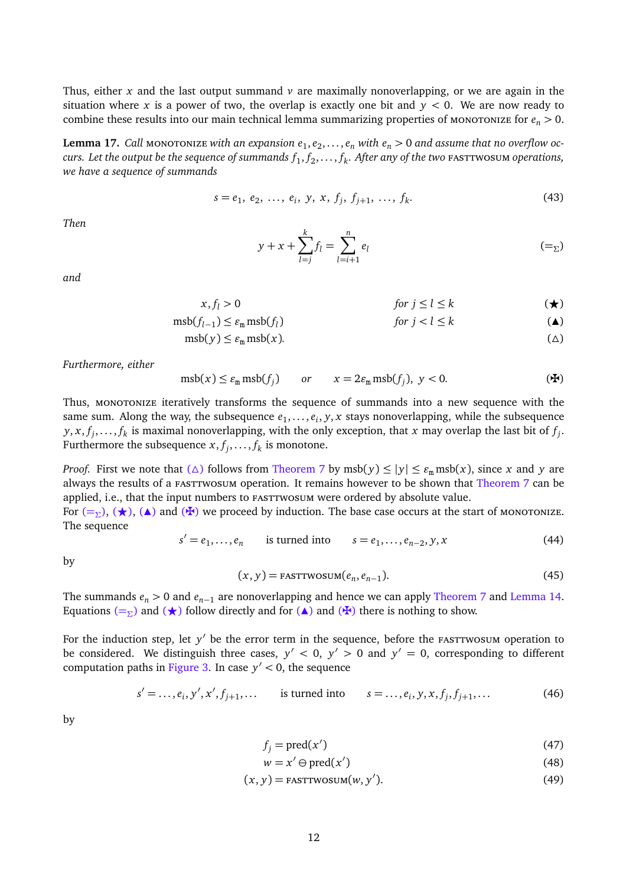Thus, either $x$ and the last output summand $v$ are maximally nonoverlapping, or we are again in the situation where $x$ is a power of two, the overlap is exactly one bit and $y < 0$. We are now ready to combine these results into our main technical lemma summarizing properties of MONOTONIZE for $e_n > 0$.

**Lemma 17.** *Call* MONOTONIZE *with an expansion $e_1, e_2, \ldots, e_n$ with $e_n > 0$ and assume that no overflow occurs. Let the output be the sequence of summands $f_1, f_2, \ldots, f_k$. After any of the two* FASTTWOSUM *operations, we have a sequence of summands*

$$s = e_1,\ e_2,\ \ldots,\ e_i,\ y,\ x,\ f_j,\ f_{j+1},\ \ldots,\ f_k. \tag{43}$$

*Then*

$$y + x + \sum_{l=j}^{k} f_l = \sum_{l=i+1}^{n} e_l \tag{$=_\Sigma$}$$

*and*

$$x, f_l > 0 \qquad \text{for } j \le l \le k \tag{$\bigstar$}$$

$$\operatorname{msb}(f_{l-1}) \le \varepsilon_{\mathrm{m}} \operatorname{msb}(f_l) \qquad \text{for } j < l \le k \tag{$\blacktriangle$}$$

$$\operatorname{msb}(y) \le \varepsilon_{\mathrm{m}} \operatorname{msb}(x). \tag{$\triangle$}$$

*Furthermore, either*

$$\operatorname{msb}(x) \le \varepsilon_{\mathrm{m}} \operatorname{msb}(f_j) \qquad or \qquad x = 2\varepsilon_{\mathrm{m}} \operatorname{msb}(f_j),\ y < 0. \tag{✠}$$

Thus, MONOTONIZE iteratively transforms the sequence of summands into a new sequence with the same sum. Along the way, the subsequence $e_1, \ldots, e_i, y, x$ stays nonoverlapping, while the subsequence $y, x, f_j, \ldots, f_k$ is maximal nonoverlapping, with the only exception, that $x$ may overlap the last bit of $f_j$. Furthermore the subsequence $x, f_j, \ldots, f_k$ is monotone.

*Proof.* First we note that ($\triangle$) follows from Theorem 7 by $\operatorname{msb}(y) \le |y| \le \varepsilon_{\mathrm{m}} \operatorname{msb}(x)$, since $x$ and $y$ are always the results of a FASTTWOSUM operation. It remains however to be shown that Theorem 7 can be applied, i.e., that the input numbers to FASTTWOSUM were ordered by absolute value.
For ($=_\Sigma$), ($\bigstar$), ($\blacktriangle$) and (✠) we proceed by induction. The base case occurs at the start of MONOTONIZE. The sequence

$$s' = e_1, \ldots, e_n \qquad \text{is turned into} \qquad s = e_1, \ldots, e_{n-2}, y, x \tag{44}$$

by

$$(x, y) = \text{FASTTWOSUM}(e_n, e_{n-1}). \tag{45}$$

The summands $e_n > 0$ and $e_{n-1}$ are nonoverlapping and hence we can apply Theorem 7 and Lemma 14. Equations ($=_\Sigma$) and ($\bigstar$) follow directly and for ($\blacktriangle$) and (✠) there is nothing to show.

For the induction step, let $y'$ be the error term in the sequence, before the FASTTWOSUM operation to be considered. We distinguish three cases, $y' < 0$, $y' > 0$ and $y' = 0$, corresponding to different computation paths in Figure 3. In case $y' < 0$, the sequence

$$s' = \ldots, e_i, y', x', f_{j+1}, \ldots \qquad \text{is turned into} \qquad s = \ldots, e_i, y, x, f_j, f_{j+1}, \ldots \tag{46}$$

by

$$f_j = \operatorname{pred}(x') \tag{47}$$

$$w = x' \ominus \operatorname{pred}(x') \tag{48}$$

$$(x, y) = \text{FASTTWOSUM}(w, y'). \tag{49}$$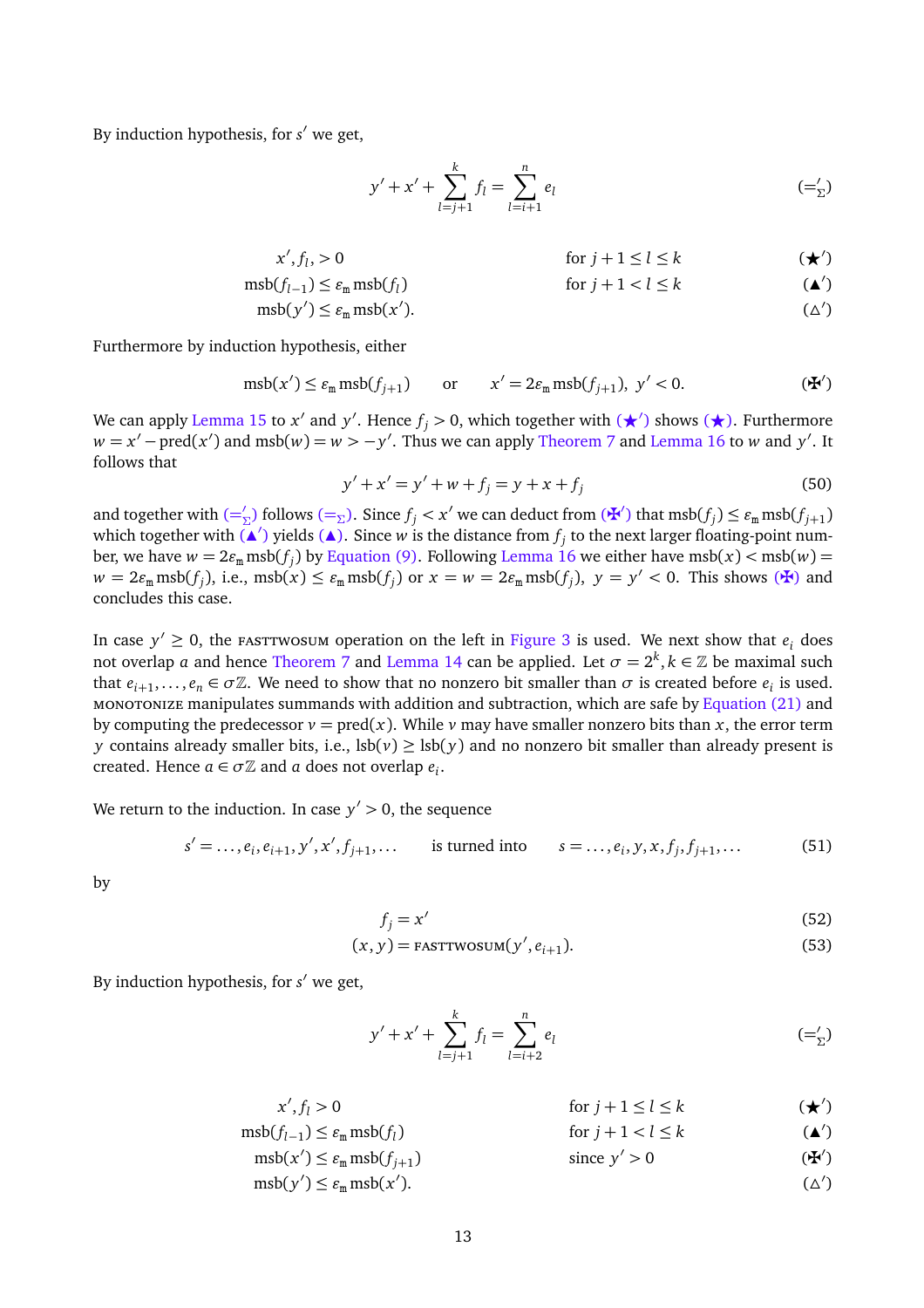By induction hypothesis, for $s'$ we get,

$$y' + x' + \sum_{l=j+1}^{k} f_l = \sum_{l=i+1}^{n} e_l \qquad (=_\Sigma')$$

$$\begin{aligned}
x', f_l, &> 0 && \text{for } j+1 \le l \le k && (\bigstar') \\
\mathrm{msb}(f_{l-1}) &\le \varepsilon_\mathrm{m}\, \mathrm{msb}(f_l) && \text{for } j+1 < l \le k && (\blacktriangle') \\
\mathrm{msb}(y') &\le \varepsilon_\mathrm{m}\, \mathrm{msb}(x'). &&  && (\triangle')
\end{aligned}$$

Furthermore by induction hypothesis, either

$$\mathrm{msb}(x') \le \varepsilon_\mathrm{m}\, \mathrm{msb}(f_{j+1}) \qquad \text{or} \qquad x' = 2\varepsilon_\mathrm{m}\, \mathrm{msb}(f_{j+1}),\ y' < 0. \qquad (✠')$$

We can apply Lemma 15 to $x'$ and $y'$. Hence $f_j > 0$, which together with ($\bigstar'$) shows ($\bigstar$). Furthermore $w = x' - \mathrm{pred}(x')$ and $\mathrm{msb}(w) = w > -y'$. Thus we can apply Theorem 7 and Lemma 16 to $w$ and $y'$. It follows that

$$y' + x' = y' + w + f_j = y + x + f_j \qquad (50)$$

and together with ($=_\Sigma'$) follows ($=_\Sigma$). Since $f_j < x'$ we can deduct from (✠′) that $\mathrm{msb}(f_j) \le \varepsilon_\mathrm{m}\, \mathrm{msb}(f_{j+1})$ which together with ($\blacktriangle'$) yields ($\blacktriangle$). Since $w$ is the distance from $f_j$ to the next larger floating-point number, we have $w = 2\varepsilon_\mathrm{m}\, \mathrm{msb}(f_j)$ by Equation (9). Following Lemma 16 we either have $\mathrm{msb}(x) < \mathrm{msb}(w) = w = 2\varepsilon_\mathrm{m}\, \mathrm{msb}(f_j)$, i.e., $\mathrm{msb}(x) \le \varepsilon_\mathrm{m}\, \mathrm{msb}(f_j)$ or $x = w = 2\varepsilon_\mathrm{m}\, \mathrm{msb}(f_j)$, $y = y' < 0$. This shows (✠) and concludes this case.

In case $y' \ge 0$, the FASTTWOSUM operation on the left in Figure 3 is used. We next show that $e_i$ does not overlap $a$ and hence Theorem 7 and Lemma 14 can be applied. Let $\sigma = 2^k, k \in \mathbb{Z}$ be maximal such that $e_{i+1}, \ldots, e_n \in \sigma\mathbb{Z}$. We need to show that no nonzero bit smaller than $\sigma$ is created before $e_i$ is used. MONOTONIZE manipulates summands with addition and subtraction, which are safe by Equation (21) and by computing the predecessor $v = \mathrm{pred}(x)$. While $v$ may have smaller nonzero bits than $x$, the error term $y$ contains already smaller bits, i.e., $\mathrm{lsb}(v) \ge \mathrm{lsb}(y)$ and no nonzero bit smaller than already present is created. Hence $a \in \sigma\mathbb{Z}$ and $a$ does not overlap $e_i$.

We return to the induction. In case $y' > 0$, the sequence

$$s' = \ldots, e_i, e_{i+1}, y', x', f_{j+1}, \ldots \qquad \text{is turned into} \qquad s = \ldots, e_i, y, x, f_j, f_{j+1}, \ldots \qquad (51)$$

by

$$f_j = x' \qquad (52)$$

$$(x, y) = \mathrm{FASTTWOSUM}(y', e_{i+1}). \qquad (53)$$

By induction hypothesis, for $s'$ we get,

$$y' + x' + \sum_{l=j+1}^{k} f_l = \sum_{l=i+2}^{n} e_l \qquad (=_\Sigma')$$

$$\begin{aligned}
x', f_l &> 0 && \text{for } j+1 \le l \le k && (\bigstar') \\
\mathrm{msb}(f_{l-1}) &\le \varepsilon_\mathrm{m}\, \mathrm{msb}(f_l) && \text{for } j+1 < l \le k && (\blacktriangle') \\
\mathrm{msb}(x') &\le \varepsilon_\mathrm{m}\, \mathrm{msb}(f_{j+1}) && \text{since } y' > 0 && (✠') \\
\mathrm{msb}(y') &\le \varepsilon_\mathrm{m}\, \mathrm{msb}(x'). && && (\triangle')
\end{aligned}$$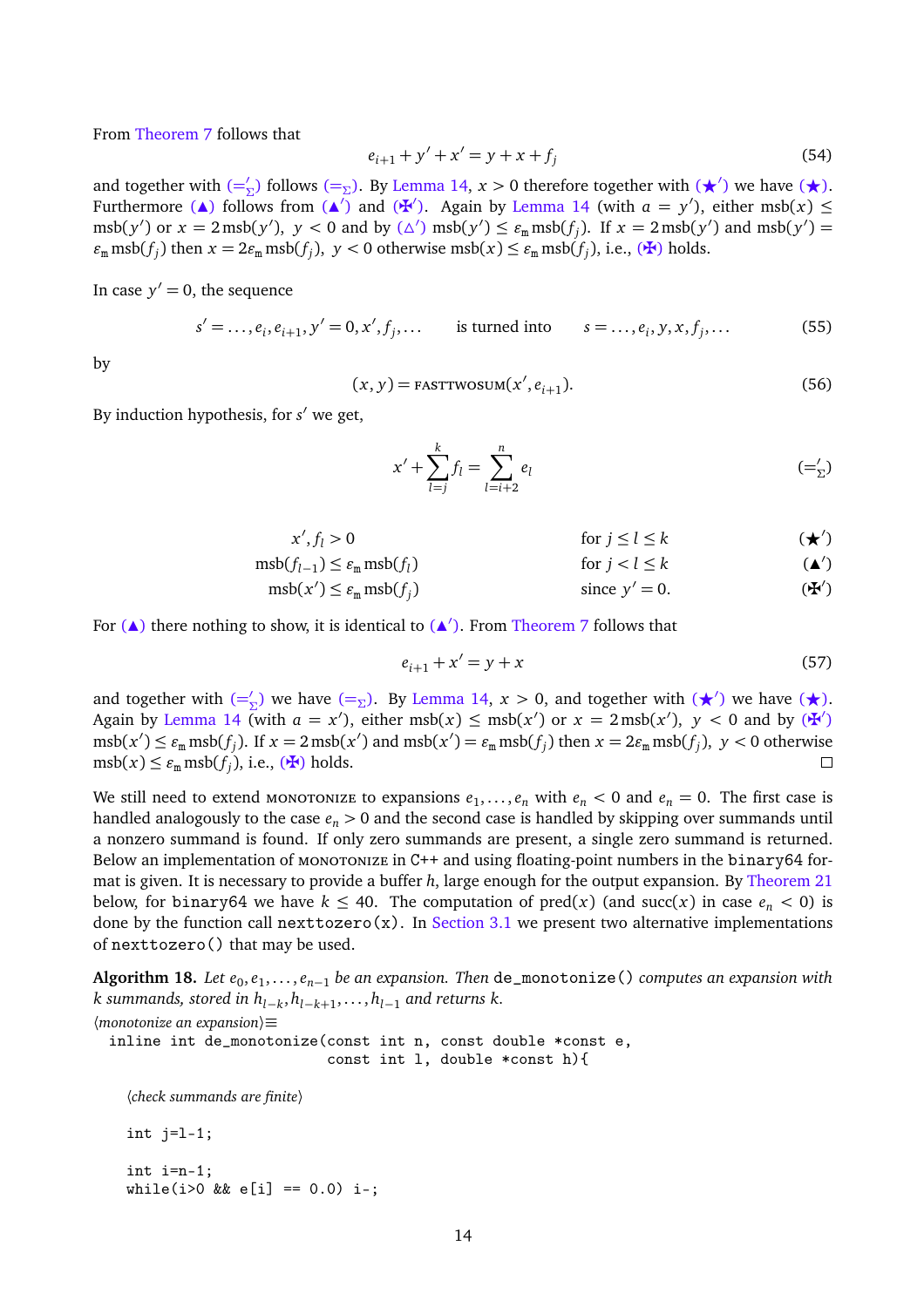From Theorem 7 follows that

$$e_{i+1} + y' + x' = y + x + f_j \tag{54}$$

and together with $(=_\Sigma')$ follows $(=_\Sigma)$. By Lemma 14, $x > 0$ therefore together with $(\bigstar')$ we have $(\bigstar)$. Furthermore $(\blacktriangle)$ follows from $(\blacktriangle')$ and $(\maltese')$. Again by Lemma 14 (with $a = y'$), either $\operatorname{msb}(x) \leq \operatorname{msb}(y')$ or $x = 2\operatorname{msb}(y')$, $y < 0$ and by $(\triangle')$ $\operatorname{msb}(y') \leq \varepsilon_\mathrm{m} \operatorname{msb}(f_j)$. If $x = 2\operatorname{msb}(y')$ and $\operatorname{msb}(y') = \varepsilon_\mathrm{m} \operatorname{msb}(f_j)$ then $x = 2\varepsilon_\mathrm{m} \operatorname{msb}(f_j)$, $y < 0$ otherwise $\operatorname{msb}(x) \leq \varepsilon_\mathrm{m} \operatorname{msb}(f_j)$, i.e., $(\maltese)$ holds.

In case $y' = 0$, the sequence

$$s' = \ldots, e_i, e_{i+1}, y' = 0, x', f_j, \ldots \qquad \text{is turned into} \qquad s = \ldots, e_i, y, x, f_j, \ldots \tag{55}$$

by

$$(x, y) = \textsc{FastTwoSum}(x', e_{i+1}). \tag{56}$$

By induction hypothesis, for $s'$ we get,

$$x' + \sum_{l=j}^{k} f_l = \sum_{l=i+2}^{n} e_l \tag{$=_\Sigma'$}$$

$$x', f_l > 0 \qquad \text{for } j \leq l \leq k \tag{$\bigstar'$}$$

$$\operatorname{msb}(f_{l-1}) \leq \varepsilon_\mathrm{m} \operatorname{msb}(f_l) \qquad \text{for } j < l \leq k \tag{$\blacktriangle'$}$$

$$\operatorname{msb}(x') \leq \varepsilon_\mathrm{m} \operatorname{msb}(f_j) \qquad \text{since } y' = 0. \tag{$\maltese'$}$$

For $(\blacktriangle)$ there nothing to show, it is identical to $(\blacktriangle')$. From Theorem 7 follows that

$$e_{i+1} + x' = y + x \tag{57}$$

and together with $(=_\Sigma')$ we have $(=_\Sigma)$. By Lemma 14, $x > 0$, and together with $(\bigstar')$ we have $(\bigstar)$. Again by Lemma 14 (with $a = x'$), either $\operatorname{msb}(x) \leq \operatorname{msb}(x')$ or $x = 2\operatorname{msb}(x')$, $y < 0$ and by $(\maltese')$ $\operatorname{msb}(x') \leq \varepsilon_\mathrm{m} \operatorname{msb}(f_j)$. If $x = 2\operatorname{msb}(x')$ and $\operatorname{msb}(x') = \varepsilon_\mathrm{m} \operatorname{msb}(f_j)$ then $x = 2\varepsilon_\mathrm{m} \operatorname{msb}(f_j)$, $y < 0$ otherwise $\operatorname{msb}(x) \leq \varepsilon_\mathrm{m} \operatorname{msb}(f_j)$, i.e., $(\maltese)$ holds. □

We still need to extend MONOTONIZE to expansions $e_1, \ldots, e_n$ with $e_n < 0$ and $e_n = 0$. The first case is handled analogously to the case $e_n > 0$ and the second case is handled by skipping over summands until a nonzero summand is found. If only zero summands are present, a single zero summand is returned. Below an implementation of MONOTONIZE in C++ and using floating-point numbers in the binary64 format is given. It is necessary to provide a buffer $h$, large enough for the output expansion. By Theorem 21 below, for binary64 we have $k \leq 40$. The computation of $\operatorname{pred}(x)$ (and $\operatorname{succ}(x)$ in case $e_n < 0$) is done by the function call `nexttozero(x)`. In Section 3.1 we present two alternative implementations of `nexttozero()` that may be used.

**Algorithm 18.** *Let $e_0, e_1, \ldots, e_{n-1}$ be an expansion. Then* `de_monotonize()` *computes an expansion with $k$ summands, stored in $h_{l-k}, h_{l-k+1}, \ldots, h_{l-1}$ and returns $k$.*

⟨*monotonize an expansion*⟩≡
```
inline int de_monotonize(const int n, const double *const e,
                         const int l, double *const h){

  ⟨check summands are finite⟩

  int j=l-1;

  int i=n-1;
  while(i>0 && e[i] == 0.0) i--;
```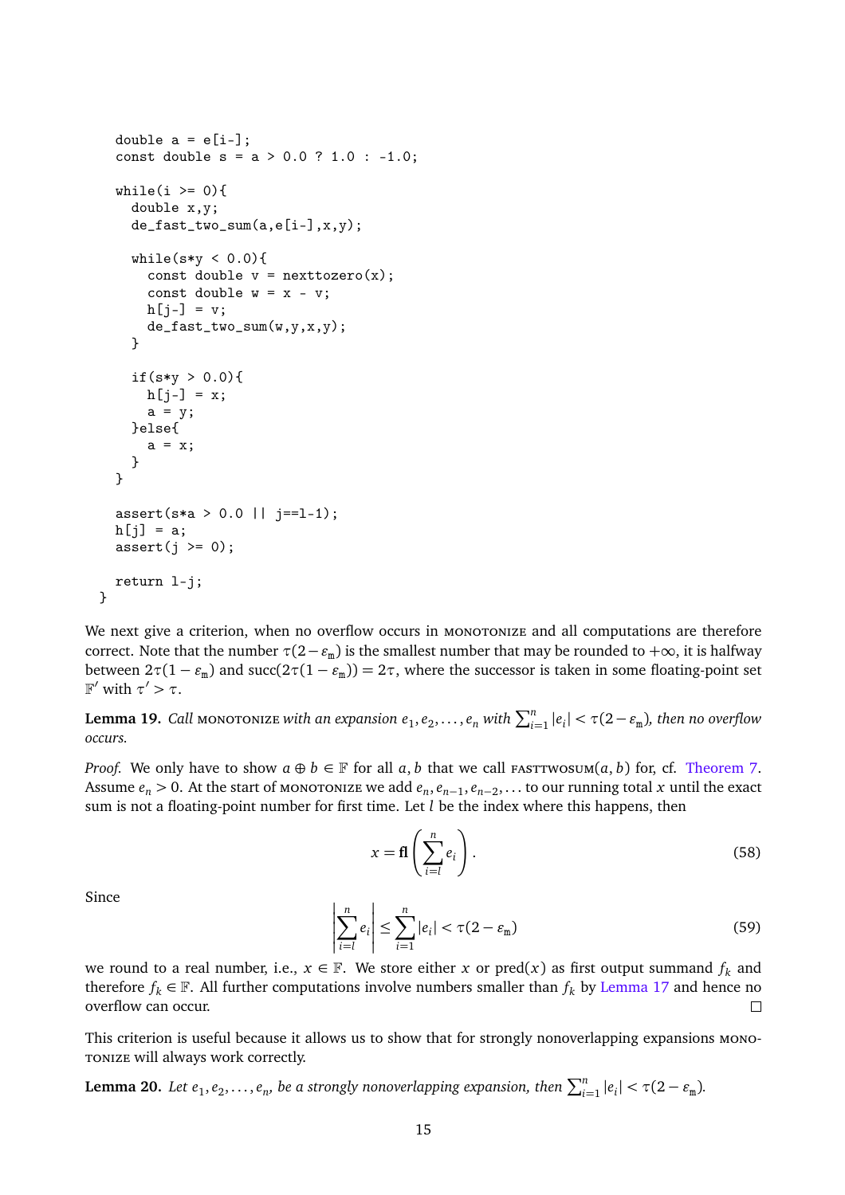```
  double a = e[i-];
  const double s = a > 0.0 ? 1.0 : -1.0;

  while(i >= 0){
    double x,y;
    de_fast_two_sum(a,e[i-],x,y);

    while(s*y < 0.0){
      const double v = nexttozero(x);
      const double w = x - v;
      h[j-] = v;
      de_fast_two_sum(w,y,x,y);
    }

    if(s*y > 0.0){
      h[j-] = x;
      a = y;
    }else{
      a = x;
    }
  }

  assert(s*a > 0.0 || j==l-1);
  h[j] = a;
  assert(j >= 0);

  return l-j;
}
```

We next give a criterion, when no overflow occurs in MONOTONIZE and all computations are therefore correct. Note that the number $\tau(2-\varepsilon_\mathrm{m})$ is the smallest number that may be rounded to $+\infty$, it is halfway between $2\tau(1-\varepsilon_\mathrm{m})$ and $\mathrm{succ}(2\tau(1-\varepsilon_\mathrm{m})) = 2\tau$, where the successor is taken in some floating-point set $\mathbb{F}'$ with $\tau' > \tau$.

**Lemma 19.** *Call* MONOTONIZE *with an expansion* $e_1, e_2, \dots, e_n$ *with* $\sum_{i=1}^{n} |e_i| < \tau(2-\varepsilon_\mathrm{m})$*, then no overflow occurs.*

*Proof.* We only have to show $a \oplus b \in \mathbb{F}$ for all $a, b$ that we call FASTTWOSUM$(a, b)$ for, cf. Theorem 7. Assume $e_n > 0$. At the start of MONOTONIZE we add $e_n, e_{n-1}, e_{n-2}, \dots$ to our running total $x$ until the exact sum is not a floating-point number for first time. Let $l$ be the index where this happens, then

$$x = \mathbf{fl}\left(\sum_{i=l}^{n} e_i\right). \tag{58}$$

Since

$$\left|\sum_{i=l}^{n} e_i\right| \leq \sum_{i=1}^{n} |e_i| < \tau(2-\varepsilon_\mathrm{m}) \tag{59}$$

we round to a real number, i.e., $x \in \mathbb{F}$. We store either $x$ or $\mathrm{pred}(x)$ as first output summand $f_k$ and therefore $f_k \in \mathbb{F}$. All further computations involve numbers smaller than $f_k$ by Lemma 17 and hence no overflow can occur. □

This criterion is useful because it allows us to show that for strongly nonoverlapping expansions MONOTONIZE will always work correctly.

**Lemma 20.** *Let* $e_1, e_2, \dots, e_n$*, be a strongly nonoverlapping expansion, then* $\sum_{i=1}^{n} |e_i| < \tau(2-\varepsilon_\mathrm{m})$*.*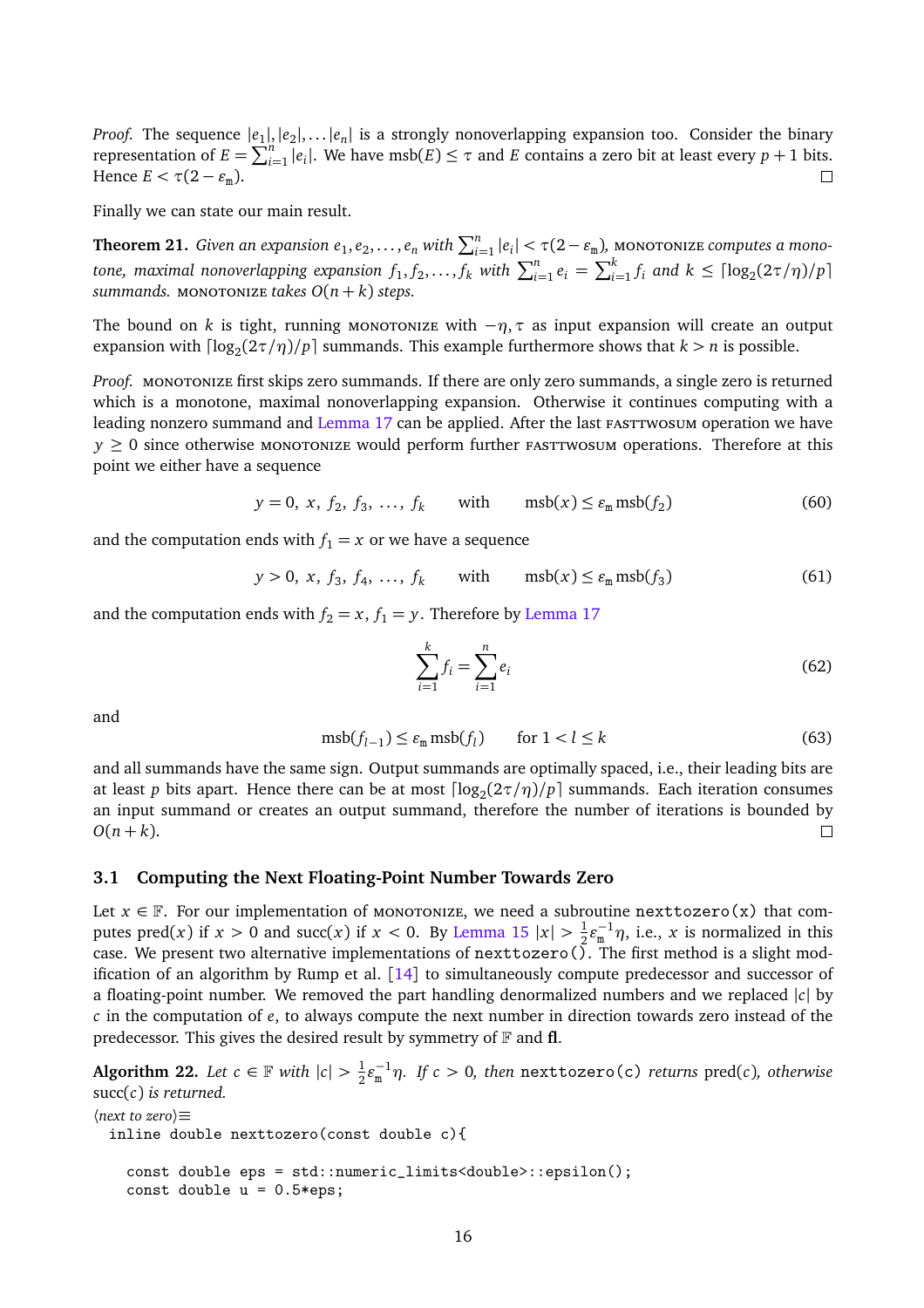*Proof.* The sequence $|e_1|, |e_2|, \ldots |e_n|$ is a strongly nonoverlapping expansion too. Consider the binary representation of $E = \sum_{i=1}^{n} |e_i|$. We have $\text{msb}(E) \leq \tau$ and $E$ contains a zero bit at least every $p+1$ bits. Hence $E < \tau(2 - \varepsilon_m)$. □

Finally we can state our main result.

**Theorem 21.** *Given an expansion $e_1, e_2, \ldots, e_n$ with $\sum_{i=1}^{n} |e_i| < \tau(2 - \varepsilon_m)$,* MONOTONIZE *computes a monotone, maximal nonoverlapping expansion $f_1, f_2, \ldots, f_k$ with $\sum_{i=1}^{n} e_i = \sum_{i=1}^{k} f_i$ and $k \leq \lceil \log_2(2\tau/\eta)/p \rceil$ summands.* MONOTONIZE *takes $O(n+k)$ steps.*

The bound on $k$ is tight, running MONOTONIZE with $-\eta, \tau$ as input expansion will create an output expansion with $\lceil \log_2(2\tau/\eta)/p \rceil$ summands. This example furthermore shows that $k > n$ is possible.

*Proof.* MONOTONIZE first skips zero summands. If there are only zero summands, a single zero is returned which is a monotone, maximal nonoverlapping expansion. Otherwise it continues computing with a leading nonzero summand and Lemma 17 can be applied. After the last FASTTWOSUM operation we have $y \geq 0$ since otherwise MONOTONIZE would perform further FASTTWOSUM operations. Therefore at this point we either have a sequence

$$y = 0,\ x,\ f_2,\ f_3,\ \ldots,\ f_k \qquad \text{with} \qquad \text{msb}(x) \leq \varepsilon_m \, \text{msb}(f_2) \tag{60}$$

and the computation ends with $f_1 = x$ or we have a sequence

$$y > 0,\ x,\ f_3,\ f_4,\ \ldots,\ f_k \qquad \text{with} \qquad \text{msb}(x) \leq \varepsilon_m \, \text{msb}(f_3) \tag{61}$$

and the computation ends with $f_2 = x$, $f_1 = y$. Therefore by Lemma 17

$$\sum_{i=1}^{k} f_i = \sum_{i=1}^{n} e_i \tag{62}$$

and

$$\text{msb}(f_{l-1}) \leq \varepsilon_m \, \text{msb}(f_l) \qquad \text{for } 1 < l \leq k \tag{63}$$

and all summands have the same sign. Output summands are optimally spaced, i.e., their leading bits are at least $p$ bits apart. Hence there can be at most $\lceil \log_2(2\tau/\eta)/p \rceil$ summands. Each iteration consumes an input summand or creates an output summand, therefore the number of iterations is bounded by $O(n+k)$. □

### 3.1 Computing the Next Floating-Point Number Towards Zero

Let $x \in \mathbb{F}$. For our implementation of MONOTONIZE, we need a subroutine `nexttozero(x)` that computes $\text{pred}(x)$ if $x > 0$ and $\text{succ}(x)$ if $x < 0$. By Lemma 15 $|x| > \frac{1}{2}\varepsilon_m^{-1}\eta$, i.e., $x$ is normalized in this case. We present two alternative implementations of `nexttozero()`. The first method is a slight modification of an algorithm by Rump et al. [14] to simultaneously compute predecessor and successor of a floating-point number. We removed the part handling denormalized numbers and we replaced $|c|$ by $c$ in the computation of $e$, to always compute the next number in direction towards zero instead of the predecessor. This gives the desired result by symmetry of $\mathbb{F}$ and **fl**.

**Algorithm 22.** *Let $c \in \mathbb{F}$ with $|c| > \frac{1}{2}\varepsilon_m^{-1}\eta$. If $c > 0$, then* `nexttozero(c)` *returns* $\text{pred}(c)$*, otherwise* $\text{succ}(c)$ *is returned.*

⟨*next to zero*⟩≡
```
inline double nexttozero(const double c){

  const double eps = std::numeric_limits<double>::epsilon();
  const double u = 0.5*eps;
```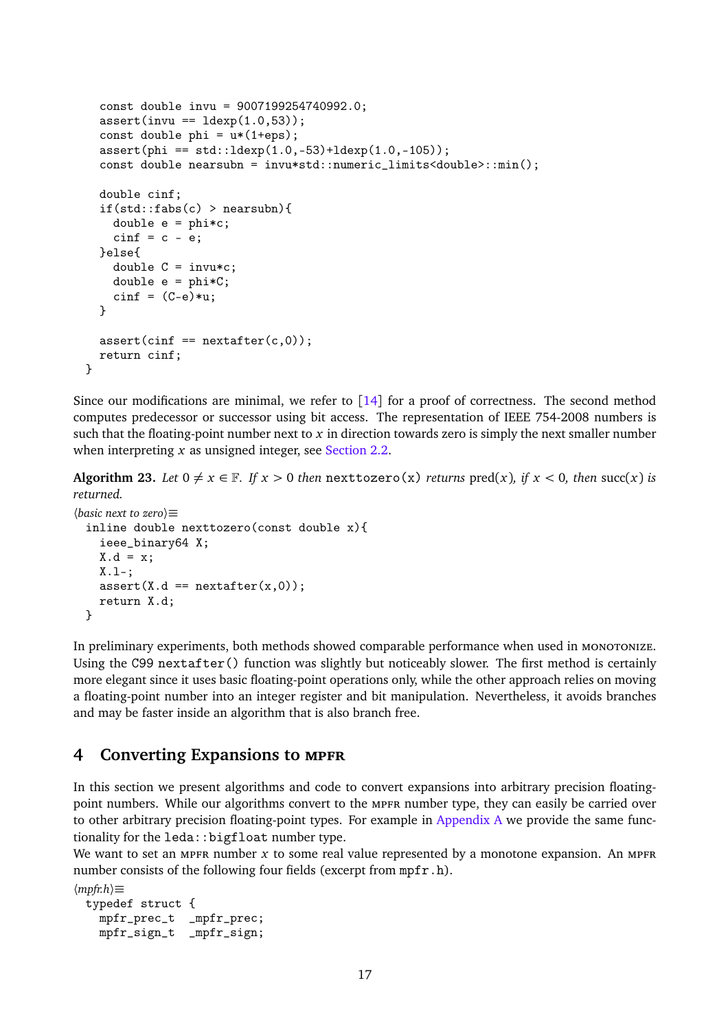```
    const double invu = 9007199254740992.0;
    assert(invu == ldexp(1.0,53));
    const double phi = u*(1+eps);
    assert(phi == std::ldexp(1.0,-53)+ldexp(1.0,-105));
    const double nearsubn = invu*std::numeric_limits<double>::min();

    double cinf;
    if(std::fabs(c) > nearsubn){
      double e = phi*c;
      cinf = c - e;
    }else{
      double C = invu*c;
      double e = phi*C;
      cinf = (C-e)*u;
    }

    assert(cinf == nextafter(c,0));
    return cinf;
  }
```

Since our modifications are minimal, we refer to [14] for a proof of correctness. The second method computes predecessor or successor using bit access. The representation of IEEE 754-2008 numbers is such that the floating-point number next to $x$ in direction towards zero is simply the next smaller number when interpreting $x$ as unsigned integer, see Section 2.2.

**Algorithm 23.** *Let $0 \neq x \in \mathbb{F}$. If $x > 0$ then* `nexttozero(x)` *returns* $\text{pred}(x)$*, if $x < 0$, then* $\text{succ}(x)$ *is returned.*

⟨*basic next to zero*⟩≡
```
  inline double nexttozero(const double x){
    ieee_binary64 X;
    X.d = x;
    X.l-;
    assert(X.d == nextafter(x,0));
    return X.d;
  }
```

In preliminary experiments, both methods showed comparable performance when used in MONOTONIZE. Using the C99 `nextafter()` function was slightly but noticeably slower. The first method is certainly more elegant since it uses basic floating-point operations only, while the other approach relies on moving a floating-point number into an integer register and bit manipulation. Nevertheless, it avoids branches and may be faster inside an algorithm that is also branch free.

## 4 Converting Expansions to MPFR

In this section we present algorithms and code to convert expansions into arbitrary precision floating-point numbers. While our algorithms convert to the MPFR number type, they can easily be carried over to other arbitrary precision floating-point types. For example in Appendix A we provide the same functionality for the `leda::bigfloat` number type.

We want to set an MPFR number $x$ to some real value represented by a monotone expansion. An MPFR number consists of the following four fields (excerpt from `mpfr.h`).

⟨*mpfr.h*⟩≡
```
  typedef struct {
    mpfr_prec_t  _mpfr_prec;
    mpfr_sign_t  _mpfr_sign;
```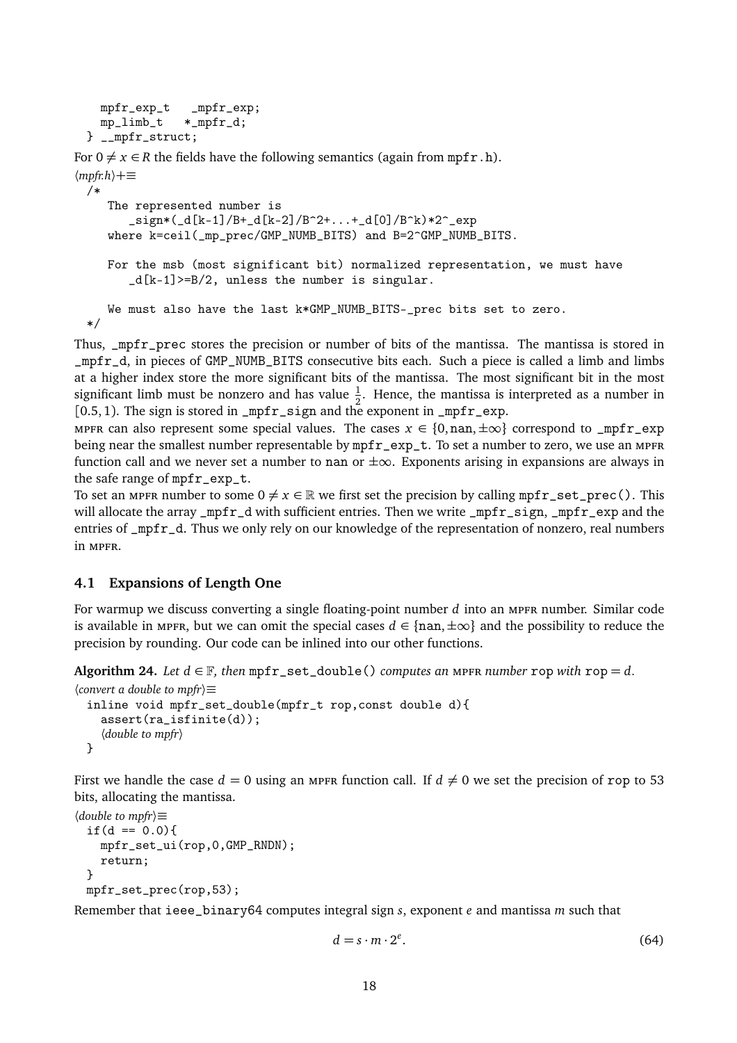```
    mpfr_exp_t   _mpfr_exp;
    mp_limb_t   *_mpfr_d;
  } __mpfr_struct;
```

For $0 \neq x \in R$ the fields have the following semantics (again from mpfr.h).

⟨*mpfr.h*⟩+≡

```
  /*
     The represented number is
        _sign*(_d[k-1]/B+_d[k-2]/B^2+...+_d[0]/B^k)*2^_exp
     where k=ceil(_mp_prec/GMP_NUMB_BITS) and B=2^GMP_NUMB_BITS.

     For the msb (most significant bit) normalized representation, we must have
        _d[k-1]>=B/2, unless the number is singular.

     We must also have the last k*GMP_NUMB_BITS-_prec bits set to zero.
  */
```

Thus, _mpfr_prec stores the precision or number of bits of the mantissa. The mantissa is stored in _mpfr_d, in pieces of GMP_NUMB_BITS consecutive bits each. Such a piece is called a limb and limbs at a higher index store the more significant bits of the mantissa. The most significant bit in the most significant limb must be nonzero and has value $\frac{1}{2}$. Hence, the mantissa is interpreted as a number in $[0.5, 1)$. The sign is stored in _mpfr_sign and the exponent in _mpfr_exp.

MPFR can also represent some special values. The cases $x \in \{0, \texttt{nan}, \pm\infty\}$ correspond to _mpfr_exp being near the smallest number representable by mpfr_exp_t. To set a number to zero, we use an MPFR function call and we never set a number to nan or $\pm\infty$. Exponents arising in expansions are always in the safe range of mpfr_exp_t.

To set an MPFR number to some $0 \neq x \in \mathbb{R}$ we first set the precision by calling mpfr_set_prec(). This will allocate the array _mpfr_d with sufficient entries. Then we write _mpfr_sign, _mpfr_exp and the entries of _mpfr_d. Thus we only rely on our knowledge of the representation of nonzero, real numbers in MPFR.

### 4.1 Expansions of Length One

For warmup we discuss converting a single floating-point number $d$ into an MPFR number. Similar code is available in MPFR, but we can omit the special cases $d \in \{\texttt{nan}, \pm\infty\}$ and the possibility to reduce the precision by rounding. Our code can be inlined into our other functions.

**Algorithm 24.** *Let $d \in \mathbb{F}$, then* mpfr_set_double() *computes an* MPFR *number* rop *with* rop $= d$.

⟨*convert a double to mpfr*⟩≡

```
  inline void mpfr_set_double(mpfr_t rop,const double d){
    assert(ra_isfinite(d));
    ⟨double to mpfr⟩
  }
```

First we handle the case $d = 0$ using an MPFR function call. If $d \neq 0$ we set the precision of rop to 53 bits, allocating the mantissa.

⟨*double to mpfr*⟩≡

```
  if(d == 0.0){
    mpfr_set_ui(rop,0,GMP_RNDN);
    return;
  }
  mpfr_set_prec(rop,53);
```

Remember that ieee_binary64 computes integral sign $s$, exponent $e$ and mantissa $m$ such that

$$d = s \cdot m \cdot 2^e. \tag{64}$$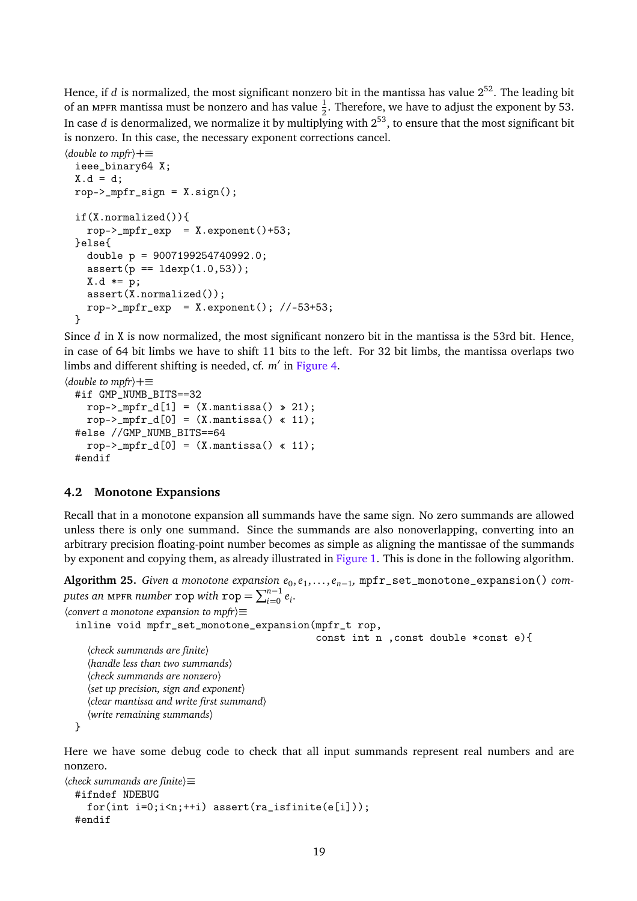Hence, if $d$ is normalized, the most significant nonzero bit in the mantissa has value $2^{52}$. The leading bit of an MPFR mantissa must be nonzero and has value $\frac{1}{2}$. Therefore, we have to adjust the exponent by 53. In case $d$ is denormalized, we normalize it by multiplying with $2^{53}$, to ensure that the most significant bit is nonzero. In this case, the necessary exponent corrections cancel.

⟨*double to mpfr*⟩+≡
```
ieee_binary64 X;
X.d = d;
rop->_mpfr_sign = X.sign();

if(X.normalized()){
  rop->_mpfr_exp  = X.exponent()+53;
}else{
  double p = 9007199254740992.0;
  assert(p == ldexp(1.0,53));
  X.d *= p;
  assert(X.normalized());
  rop->_mpfr_exp  = X.exponent(); //-53+53;
}
```

Since $d$ in X is now normalized, the most significant nonzero bit in the mantissa is the 53rd bit. Hence, in case of 64 bit limbs we have to shift 11 bits to the left. For 32 bit limbs, the mantissa overlaps two limbs and different shifting is needed, cf. $m'$ in Figure 4.

⟨*double to mpfr*⟩+≡
```
#if GMP_NUMB_BITS==32
  rop->_mpfr_d[1] = (X.mantissa() >> 21);
  rop->_mpfr_d[0] = (X.mantissa() << 11);
#else //GMP_NUMB_BITS==64
  rop->_mpfr_d[0] = (X.mantissa() << 11);
#endif
```

## 4.2 Monotone Expansions

Recall that in a monotone expansion all summands have the same sign. No zero summands are allowed unless there is only one summand. Since the summands are also nonoverlapping, converting into an arbitrary precision floating-point number becomes as simple as aligning the mantissae of the summands by exponent and copying them, as already illustrated in Figure 1. This is done in the following algorithm.

**Algorithm 25.** *Given a monotone expansion* $e_0, e_1, \ldots, e_{n-1}$*,* `mpfr_set_monotone_expansion()` *computes an* MPFR *number* `rop` *with* `rop` $= \sum_{i=0}^{n-1} e_i$*.*

⟨*convert a monotone expansion to mpfr*⟩≡
```
inline void mpfr_set_monotone_expansion(mpfr_t rop,
                                        const int n ,const double *const e){
  ⟨check summands are finite⟩
  ⟨handle less than two summands⟩
  ⟨check summands are nonzero⟩
  ⟨set up precision, sign and exponent⟩
  ⟨clear mantissa and write first summand⟩
  ⟨write remaining summands⟩
}
```

Here we have some debug code to check that all input summands represent real numbers and are nonzero.

⟨*check summands are finite*⟩≡
```
#ifndef NDEBUG
  for(int i=0;i<n;++i) assert(ra_isfinite(e[i]));
#endif
```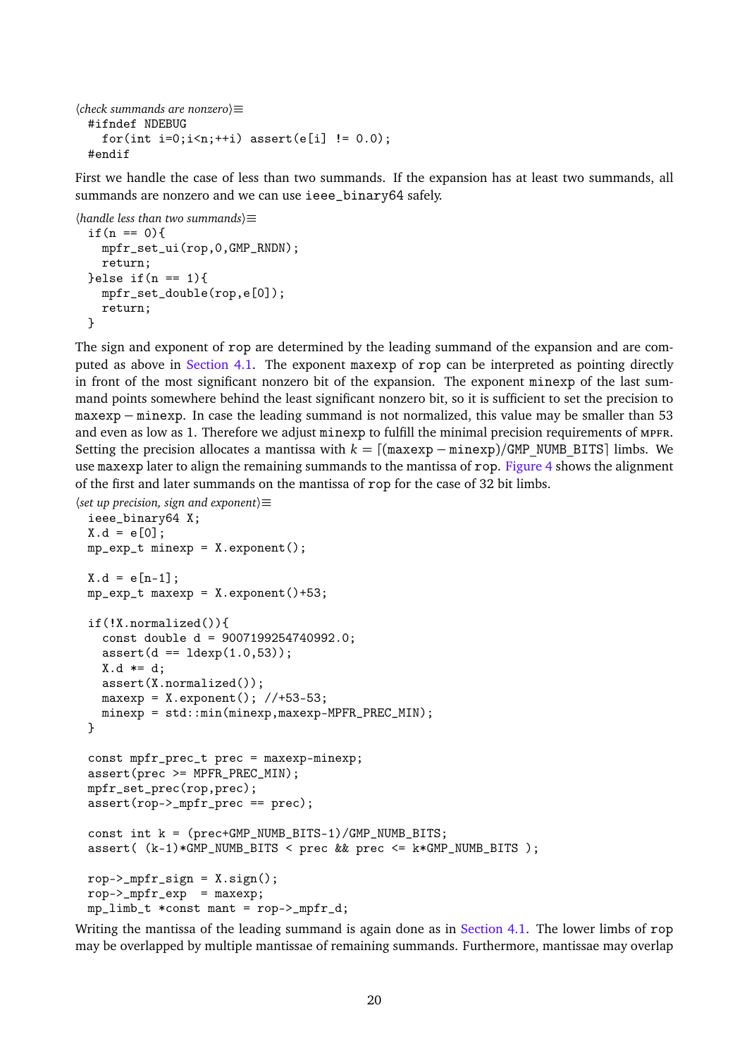⟨*check summands are nonzero*⟩≡

```
#ifndef NDEBUG
  for(int i=0;i<n;++i) assert(e[i] != 0.0);
#endif
```

First we handle the case of less than two summands. If the expansion has at least two summands, all summands are nonzero and we can use ieee_binary64 safely.

⟨*handle less than two summands*⟩≡

```
if(n == 0){
  mpfr_set_ui(rop,0,GMP_RNDN);
  return;
}else if(n == 1){
  mpfr_set_double(rop,e[0]);
  return;
}
```

The sign and exponent of rop are determined by the leading summand of the expansion and are computed as above in Section 4.1. The exponent maxexp of rop can be interpreted as pointing directly in front of the most significant nonzero bit of the expansion. The exponent minexp of the last summand points somewhere behind the least significant nonzero bit, so it is sufficient to set the precision to maxexp − minexp. In case the leading summand is not normalized, this value may be smaller than 53 and even as low as 1. Therefore we adjust minexp to fulfill the minimal precision requirements of MPFR. Setting the precision allocates a mantissa with $k = \lceil(\text{maxexp} - \text{minexp})/\text{GMP\_NUMB\_BITS}\rceil$ limbs. We use maxexp later to align the remaining summands to the mantissa of rop. Figure 4 shows the alignment of the first and later summands on the mantissa of rop for the case of 32 bit limbs.

⟨*set up precision, sign and exponent*⟩≡

```
ieee_binary64 X;
X.d = e[0];
mp_exp_t minexp = X.exponent();

X.d = e[n-1];
mp_exp_t maxexp = X.exponent()+53;

if(!X.normalized()){
  const double d = 9007199254740992.0;
  assert(d == ldexp(1.0,53));
  X.d *= d;
  assert(X.normalized());
  maxexp = X.exponent(); //+53-53;
  minexp = std::min(minexp,maxexp-MPFR_PREC_MIN);
}

const mpfr_prec_t prec = maxexp-minexp;
assert(prec >= MPFR_PREC_MIN);
mpfr_set_prec(rop,prec);
assert(rop->_mpfr_prec == prec);

const int k = (prec+GMP_NUMB_BITS-1)/GMP_NUMB_BITS;
assert( (k-1)*GMP_NUMB_BITS < prec && prec <= k*GMP_NUMB_BITS );

rop->_mpfr_sign = X.sign();
rop->_mpfr_exp  = maxexp;
mp_limb_t *const mant = rop->_mpfr_d;
```

Writing the mantissa of the leading summand is again done as in Section 4.1. The lower limbs of rop may be overlapped by multiple mantissae of remaining summands. Furthermore, mantissae may overlap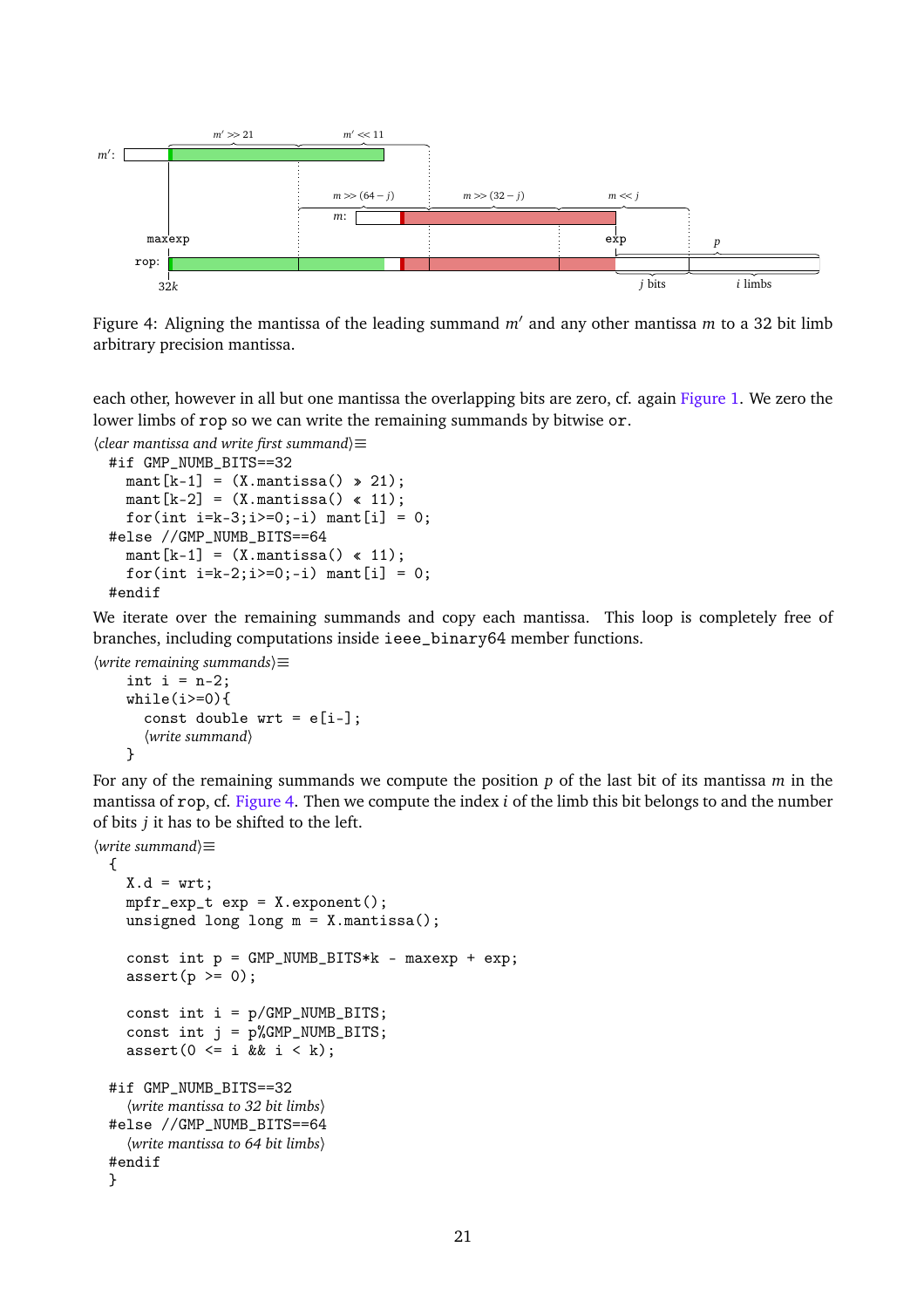Figure 4: Aligning the mantissa of the leading summand $m'$ and any other mantissa $m$ to a 32 bit limb arbitrary precision mantissa.

each other, however in all but one mantissa the overlapping bits are zero, cf. again Figure 1. We zero the lower limbs of `rop` so we can write the remaining summands by bitwise `or`.

⟨*clear mantissa and write first summand*⟩≡

```
#if GMP_NUMB_BITS==32
  mant[k-1] = (X.mantissa() >> 21);
  mant[k-2] = (X.mantissa() << 11);
  for(int i=k-3;i>=0;-i) mant[i] = 0;
#else //GMP_NUMB_BITS==64
  mant[k-1] = (X.mantissa() << 11);
  for(int i=k-2;i>=0;-i) mant[i] = 0;
#endif
```

We iterate over the remaining summands and copy each mantissa. This loop is completely free of branches, including computations inside `ieee_binary64` member functions.

⟨*write remaining summands*⟩≡

```
  int i = n-2;
  while(i>=0){
    const double wrt = e[i-];
    ⟨write summand⟩
  }
```

For any of the remaining summands we compute the position $p$ of the last bit of its mantissa $m$ in the mantissa of `rop`, cf. Figure 4. Then we compute the index $i$ of the limb this bit belongs to and the number of bits $j$ it has to be shifted to the left.

⟨*write summand*⟩≡

```
{
  X.d = wrt;
  mpfr_exp_t exp = X.exponent();
  unsigned long long m = X.mantissa();

  const int p = GMP_NUMB_BITS*k - maxexp + exp;
  assert(p >= 0);

  const int i = p/GMP_NUMB_BITS;
  const int j = p%GMP_NUMB_BITS;
  assert(0 <= i && i < k);

#if GMP_NUMB_BITS==32
  ⟨write mantissa to 32 bit limbs⟩
#else //GMP_NUMB_BITS==64
  ⟨write mantissa to 64 bit limbs⟩
#endif
}
```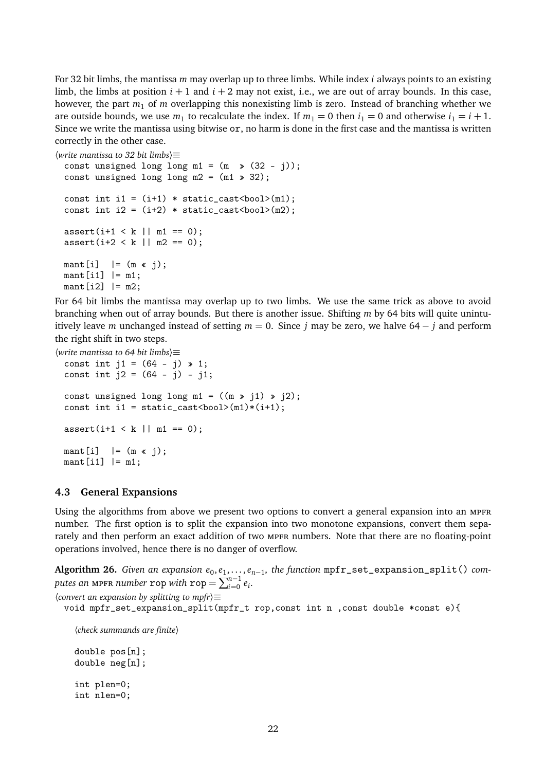For 32 bit limbs, the mantissa $m$ may overlap up to three limbs. While index $i$ always points to an existing limb, the limbs at position $i+1$ and $i+2$ may not exist, i.e., we are out of array bounds. In this case, however, the part $m_1$ of $m$ overlapping this nonexisting limb is zero. Instead of branching whether we are outside bounds, we use $m_1$ to recalculate the index. If $m_1 = 0$ then $i_1 = 0$ and otherwise $i_1 = i+1$. Since we write the mantissa using bitwise or, no harm is done in the first case and the mantissa is written correctly in the other case.

⟨*write mantissa to 32 bit limbs*⟩≡

```
const unsigned long long m1 = (m  >> (32 - j));
const unsigned long long m2 = (m1 >> 32);

const int i1 = (i+1) * static_cast<bool>(m1);
const int i2 = (i+2) * static_cast<bool>(m2);

assert(i+1 < k || m1 == 0);
assert(i+2 < k || m2 == 0);

mant[i]  |= (m << j);
mant[i1] |= m1;
mant[i2] |= m2;
```

For 64 bit limbs the mantissa may overlap up to two limbs. We use the same trick as above to avoid branching when out of array bounds. But there is another issue. Shifting $m$ by 64 bits will quite unintuitively leave $m$ unchanged instead of setting $m = 0$. Since $j$ may be zero, we halve $64 - j$ and perform the right shift in two steps.

⟨*write mantissa to 64 bit limbs*⟩≡

```
const int j1 = (64 - j) >> 1;
const int j2 = (64 - j) - j1;

const unsigned long long m1 = ((m >> j1) >> j2);
const int i1 = static_cast<bool>(m1)*(i+1);

assert(i+1 < k || m1 == 0);

mant[i]  |= (m << j);
mant[i1] |= m1;
```

### 4.3 General Expansions

Using the algorithms from above we present two options to convert a general expansion into an MPFR number. The first option is to split the expansion into two monotone expansions, convert them separately and then perform an exact addition of two MPFR numbers. Note that there are no floating-point operations involved, hence there is no danger of overflow.

**Algorithm 26.** *Given an expansion $e_0, e_1, \ldots, e_{n-1}$, the function* `mpfr_set_expansion_split()` *computes an MPFR number* `rop` *with* `rop` $= \sum_{i=0}^{n-1} e_i$.

⟨*convert an expansion by splitting to mpfr*⟩≡

```
void mpfr_set_expansion_split(mpfr_t rop,const int n ,const double *const e){

  ⟨check summands are finite⟩

  double pos[n];
  double neg[n];

  int plen=0;
  int nlen=0;
```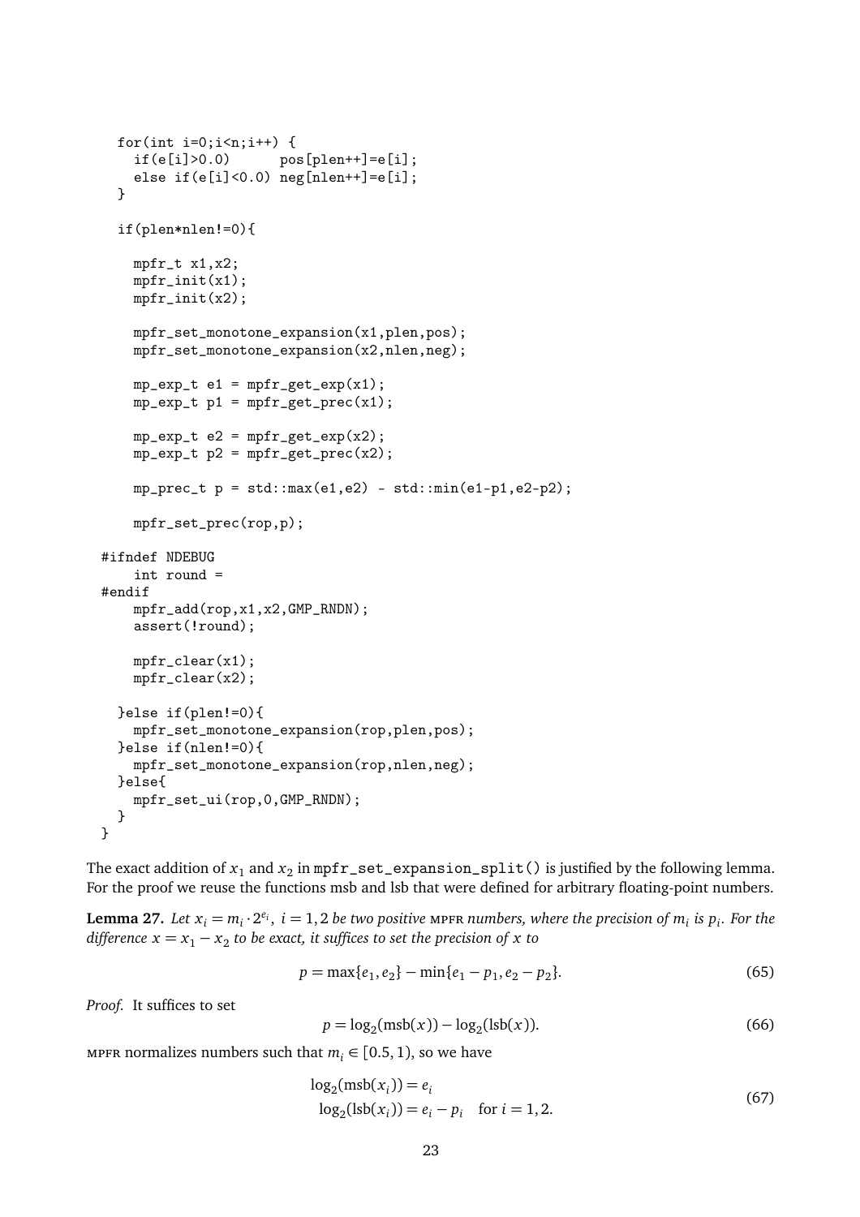```
  for(int i=0;i<n;i++) {
    if(e[i]>0.0)      pos[plen++]=e[i];
    else if(e[i]<0.0) neg[nlen++]=e[i];
  }

  if(plen*nlen!=0){

    mpfr_t x1,x2;
    mpfr_init(x1);
    mpfr_init(x2);

    mpfr_set_monotone_expansion(x1,plen,pos);
    mpfr_set_monotone_expansion(x2,nlen,neg);

    mp_exp_t e1 = mpfr_get_exp(x1);
    mp_exp_t p1 = mpfr_get_prec(x1);

    mp_exp_t e2 = mpfr_get_exp(x2);
    mp_exp_t p2 = mpfr_get_prec(x2);

    mp_prec_t p = std::max(e1,e2) - std::min(e1-p1,e2-p2);

    mpfr_set_prec(rop,p);

#ifndef NDEBUG
    int round =
#endif
    mpfr_add(rop,x1,x2,GMP_RNDN);
    assert(!round);

    mpfr_clear(x1);
    mpfr_clear(x2);

  }else if(plen!=0){
    mpfr_set_monotone_expansion(rop,plen,pos);
  }else if(nlen!=0){
    mpfr_set_monotone_expansion(rop,nlen,neg);
  }else{
    mpfr_set_ui(rop,0,GMP_RNDN);
  }
}
```

The exact addition of $x_1$ and $x_2$ in `mpfr_set_expansion_split()` is justified by the following lemma. For the proof we reuse the functions msb and lsb that were defined for arbitrary floating-point numbers.

**Lemma 27.** *Let $x_i = m_i \cdot 2^{e_i}$, $i = 1, 2$ be two positive* MPFR *numbers, where the precision of $m_i$ is $p_i$. For the difference $x = x_1 - x_2$ to be exact, it suffices to set the precision of $x$ to*

$$p = \max\{e_1, e_2\} - \min\{e_1 - p_1, e_2 - p_2\}. \tag{65}$$

*Proof.* It suffices to set

$$p = \log_2(\text{msb}(x)) - \log_2(\text{lsb}(x)). \tag{66}$$

MPFR normalizes numbers such that $m_i \in [0.5, 1)$, so we have

$$\begin{aligned} \log_2(\text{msb}(x_i)) &= e_i \\ \log_2(\text{lsb}(x_i)) &= e_i - p_i \quad \text{for } i = 1, 2. \end{aligned} \tag{67}$$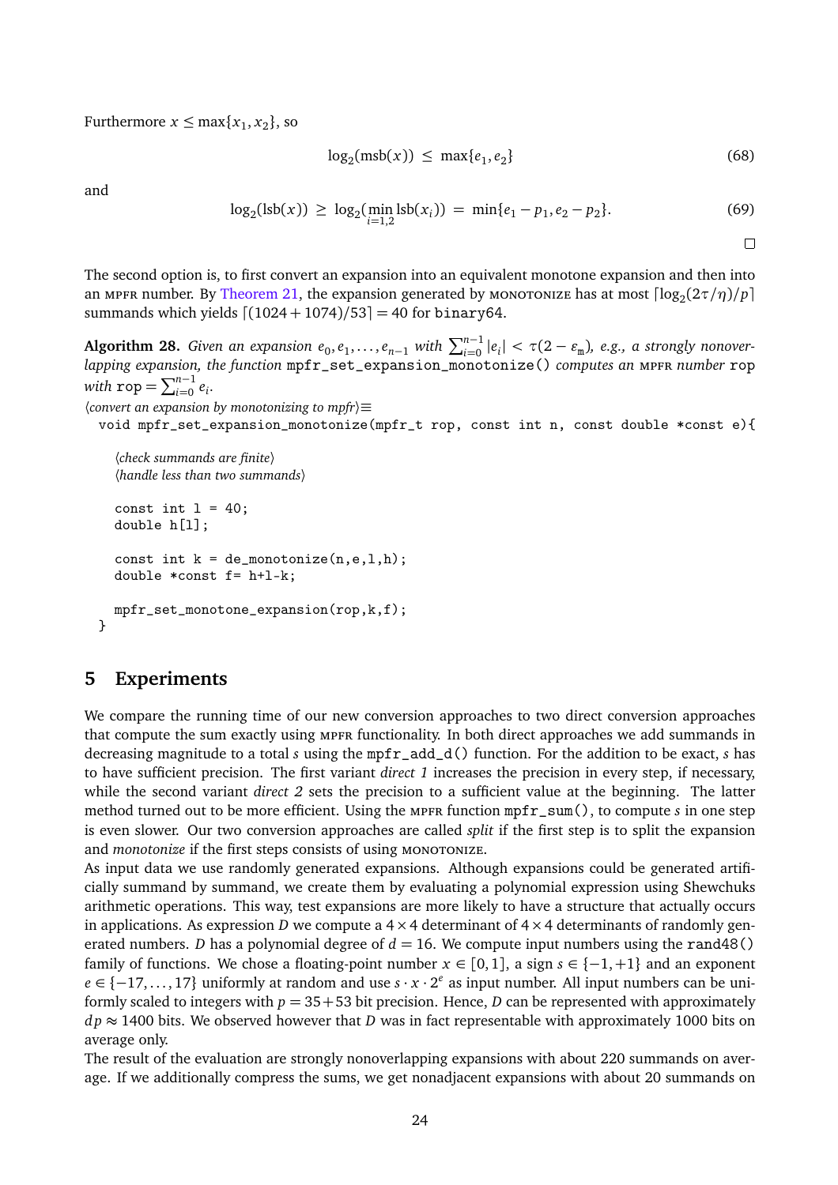Furthermore $x \leq \max\{x_1, x_2\}$, so

$$\log_2(\mathrm{msb}(x)) \;\leq\; \max\{e_1, e_2\} \tag{68}$$

and

$$\log_2(\mathrm{lsb}(x)) \;\geq\; \log_2(\min_{i=1,2} \mathrm{lsb}(x_i)) \;=\; \min\{e_1 - p_1, e_2 - p_2\}. \tag{69}$$

□

The second option is, to first convert an expansion into an equivalent monotone expansion and then into an MPFR number. By Theorem 21, the expansion generated by MONOTONIZE has at most $\lceil \log_2(2\tau/\eta)/p \rceil$ summands which yields $\lceil (1024 + 1074)/53 \rceil = 40$ for `binary64`.

**Algorithm 28.** *Given an expansion $e_0, e_1, \ldots, e_{n-1}$ with $\sum_{i=0}^{n-1} |e_i| < \tau(2 - \varepsilon_m)$, e.g., a strongly nonoverlapping expansion, the function* `mpfr_set_expansion_monotonize()` *computes an* MPFR *number* `rop` *with* $\mathtt{rop} = \sum_{i=0}^{n-1} e_i$.

⟨*convert an expansion by monotonizing to mpfr*⟩≡

```
void mpfr_set_expansion_monotonize(mpfr_t rop, const int n, const double *const e){

  ⟨check summands are finite⟩
  ⟨handle less than two summands⟩

  const int l = 40;
  double h[l];

  const int k = de_monotonize(n,e,l,h);
  double *const f= h+l-k;

  mpfr_set_monotone_expansion(rop,k,f);
}
```

## 5 Experiments

We compare the running time of our new conversion approaches to two direct conversion approaches that compute the sum exactly using MPFR functionality. In both direct approaches we add summands in decreasing magnitude to a total $s$ using the `mpfr_add_d()` function. For the addition to be exact, $s$ has to have sufficient precision. The first variant *direct 1* increases the precision in every step, if necessary, while the second variant *direct 2* sets the precision to a sufficient value at the beginning. The latter method turned out to be more efficient. Using the MPFR function `mpfr_sum()`, to compute $s$ in one step is even slower. Our two conversion approaches are called *split* if the first step is to split the expansion and *monotonize* if the first steps consists of using MONOTONIZE.

As input data we use randomly generated expansions. Although expansions could be generated artificially summand by summand, we create them by evaluating a polynomial expression using Shewchuks arithmetic operations. This way, test expansions are more likely to have a structure that actually occurs in applications. As expression $D$ we compute a $4 \times 4$ determinant of $4 \times 4$ determinants of randomly generated numbers. $D$ has a polynomial degree of $d = 16$. We compute input numbers using the `rand48()` family of functions. We chose a floating-point number $x \in [0, 1]$, a sign $s \in \{-1, +1\}$ and an exponent $e \in \{-17, \ldots, 17\}$ uniformly at random and use $s \cdot x \cdot 2^e$ as input number. All input numbers can be uniformly scaled to integers with $p = 35 + 53$ bit precision. Hence, $D$ can be represented with approximately $dp \approx 1400$ bits. We observed however that $D$ was in fact representable with approximately 1000 bits on average only.

The result of the evaluation are strongly nonoverlapping expansions with about 220 summands on average. If we additionally compress the sums, we get nonadjacent expansions with about 20 summands on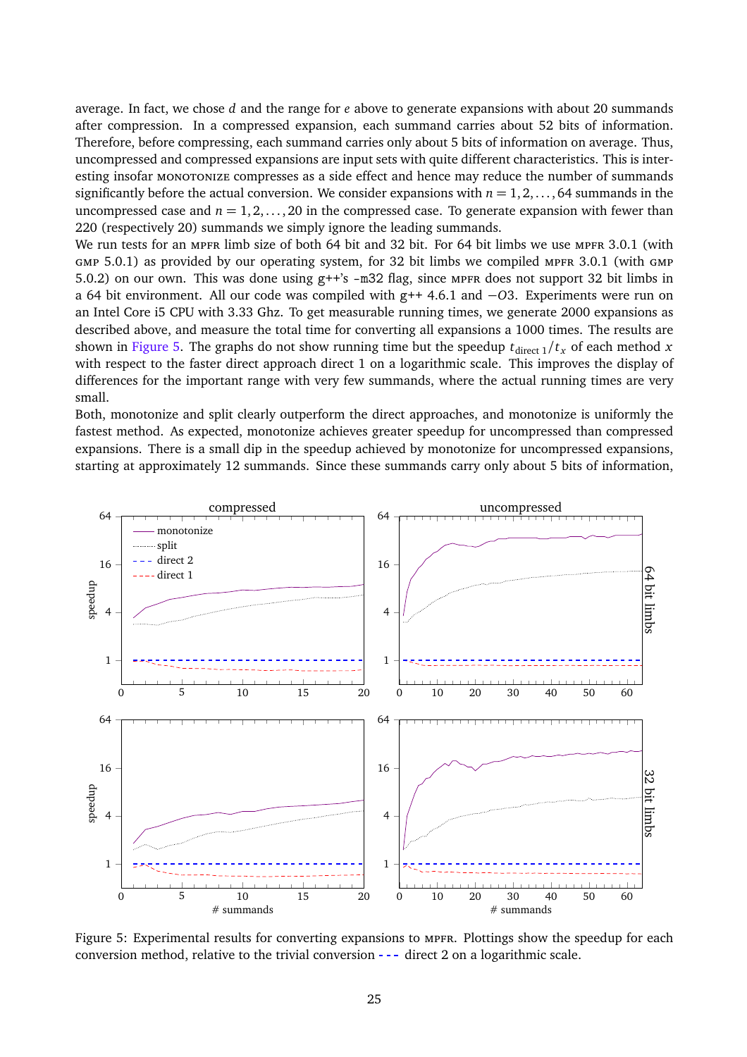average. In fact, we chose $d$ and the range for $e$ above to generate expansions with about 20 summands after compression. In a compressed expansion, each summand carries about 52 bits of information. Therefore, before compressing, each summand carries only about 5 bits of information on average. Thus, uncompressed and compressed expansions are input sets with quite different characteristics. This is interesting insofar MONOTONIZE compresses as a side effect and hence may reduce the number of summands significantly before the actual conversion. We consider expansions with $n = 1, 2, \ldots, 64$ summands in the uncompressed case and $n = 1, 2, \ldots, 20$ in the compressed case. To generate expansion with fewer than 220 (respectively 20) summands we simply ignore the leading summands.

We run tests for an MPFR limb size of both 64 bit and 32 bit. For 64 bit limbs we use MPFR 3.0.1 (with GMP 5.0.1) as provided by our operating system, for 32 bit limbs we compiled MPFR 3.0.1 (with GMP 5.0.2) on our own. This was done using g++'s -m32 flag, since MPFR does not support 32 bit limbs in a 64 bit environment. All our code was compiled with g++ 4.6.1 and $-O3$. Experiments were run on an Intel Core i5 CPU with 3.33 Ghz. To get measurable running times, we generate 2000 expansions as described above, and measure the total time for converting all expansions a 1000 times. The results are shown in Figure 5. The graphs do not show running time but the speedup $t_{\text{direct 1}}/t_x$ of each method $x$ with respect to the faster direct approach direct 1 on a logarithmic scale. This improves the display of differences for the important range with very few summands, where the actual running times are very small.

Both, monotonize and split clearly outperform the direct approaches, and monotonize is uniformly the fastest method. As expected, monotonize achieves greater speedup for uncompressed than compressed expansions. There is a small dip in the speedup achieved by monotonize for uncompressed expansions, starting at approximately 12 summands. Since these summands carry only about 5 bits of information,

Figure 5: Experimental results for converting expansions to MPFR. Plottings show the speedup for each conversion method, relative to the trivial conversion - - - direct 2 on a logarithmic scale.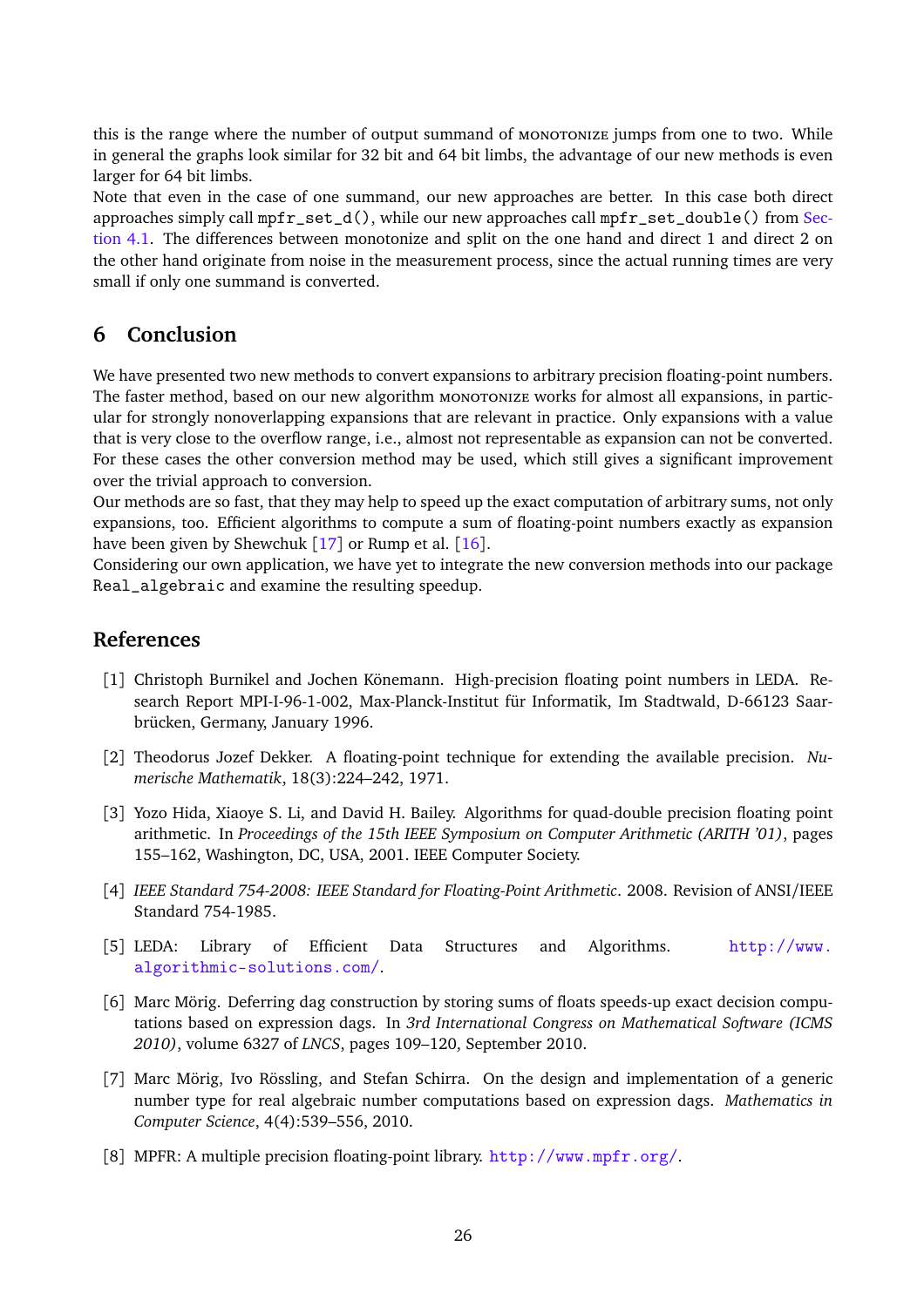this is the range where the number of output summand of MONOTONIZE jumps from one to two. While in general the graphs look similar for 32 bit and 64 bit limbs, the advantage of our new methods is even larger for 64 bit limbs.
Note that even in the case of one summand, our new approaches are better. In this case both direct approaches simply call `mpfr_set_d()`, while our new approaches call `mpfr_set_double()` from Section 4.1. The differences between monotonize and split on the one hand and direct 1 and direct 2 on the other hand originate from noise in the measurement process, since the actual running times are very small if only one summand is converted.

## 6 Conclusion

We have presented two new methods to convert expansions to arbitrary precision floating-point numbers. The faster method, based on our new algorithm MONOTONIZE works for almost all expansions, in particular for strongly nonoverlapping expansions that are relevant in practice. Only expansions with a value that is very close to the overflow range, i.e., almost not representable as expansion can not be converted. For these cases the other conversion method may be used, which still gives a significant improvement over the trivial approach to conversion.
Our methods are so fast, that they may help to speed up the exact computation of arbitrary sums, not only expansions, too. Efficient algorithms to compute a sum of floating-point numbers exactly as expansion have been given by Shewchuk [17] or Rump et al. [16].
Considering our own application, we have yet to integrate the new conversion methods into our package `Real_algebraic` and examine the resulting speedup.

## References

[1] Christoph Burnikel and Jochen Könemann. High-precision floating point numbers in LEDA. Research Report MPI-I-96-1-002, Max-Planck-Institut für Informatik, Im Stadtwald, D-66123 Saarbrücken, Germany, January 1996.

[2] Theodorus Jozef Dekker. A floating-point technique for extending the available precision. *Numerische Mathematik*, 18(3):224–242, 1971.

[3] Yozo Hida, Xiaoye S. Li, and David H. Bailey. Algorithms for quad-double precision floating point arithmetic. In *Proceedings of the 15th IEEE Symposium on Computer Arithmetic (ARITH '01)*, pages 155–162, Washington, DC, USA, 2001. IEEE Computer Society.

[4] *IEEE Standard 754-2008: IEEE Standard for Floating-Point Arithmetic*. 2008. Revision of ANSI/IEEE Standard 754-1985.

[5] LEDA: Library of Efficient Data Structures and Algorithms. http://www.algorithmic-solutions.com/.

[6] Marc Mörig. Deferring dag construction by storing sums of floats speeds-up exact decision computations based on expression dags. In *3rd International Congress on Mathematical Software (ICMS 2010)*, volume 6327 of *LNCS*, pages 109–120, September 2010.

[7] Marc Mörig, Ivo Rössling, and Stefan Schirra. On the design and implementation of a generic number type for real algebraic number computations based on expression dags. *Mathematics in Computer Science*, 4(4):539–556, 2010.

[8] MPFR: A multiple precision floating-point library. http://www.mpfr.org/.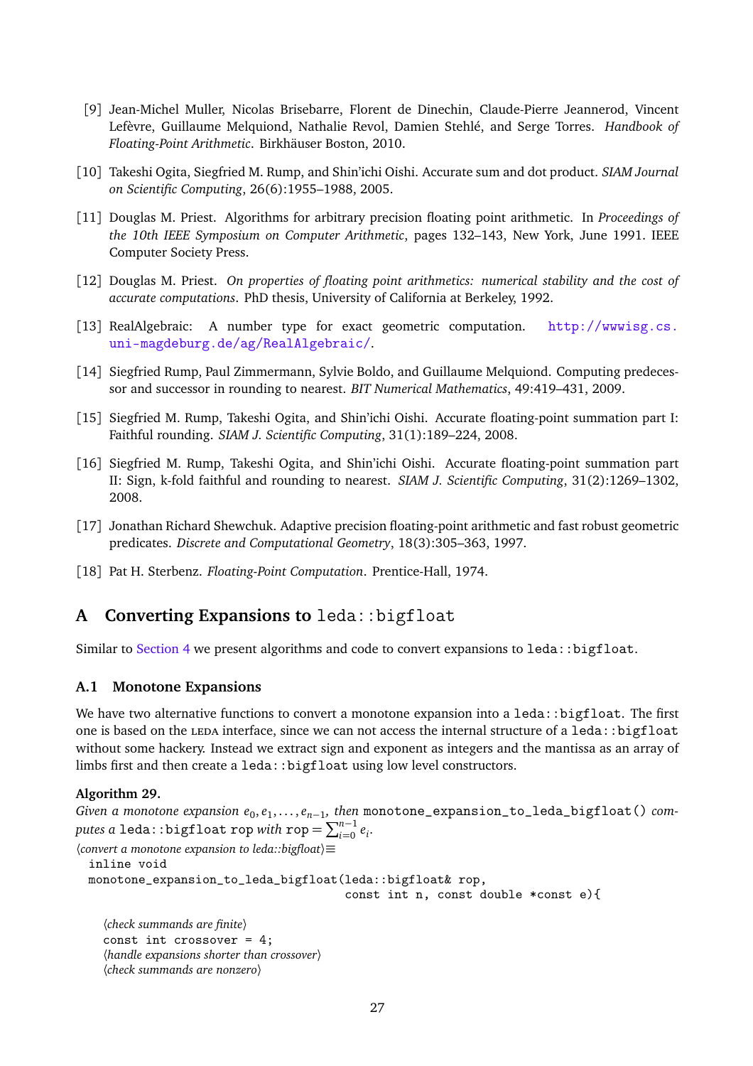[9] Jean-Michel Muller, Nicolas Brisebarre, Florent de Dinechin, Claude-Pierre Jeannerod, Vincent Lefèvre, Guillaume Melquiond, Nathalie Revol, Damien Stehlé, and Serge Torres. *Handbook of Floating-Point Arithmetic*. Birkhäuser Boston, 2010.

[10] Takeshi Ogita, Siegfried M. Rump, and Shin'ichi Oishi. Accurate sum and dot product. *SIAM Journal on Scientific Computing*, 26(6):1955–1988, 2005.

[11] Douglas M. Priest. Algorithms for arbitrary precision floating point arithmetic. In *Proceedings of the 10th IEEE Symposium on Computer Arithmetic*, pages 132–143, New York, June 1991. IEEE Computer Society Press.

[12] Douglas M. Priest. *On properties of floating point arithmetics: numerical stability and the cost of accurate computations*. PhD thesis, University of California at Berkeley, 1992.

[13] RealAlgebraic: A number type for exact geometric computation. http://wwwisg.cs.uni-magdeburg.de/ag/RealAlgebraic/.

[14] Siegfried Rump, Paul Zimmermann, Sylvie Boldo, and Guillaume Melquiond. Computing predecessor and successor in rounding to nearest. *BIT Numerical Mathematics*, 49:419–431, 2009.

[15] Siegfried M. Rump, Takeshi Ogita, and Shin'ichi Oishi. Accurate floating-point summation part I: Faithful rounding. *SIAM J. Scientific Computing*, 31(1):189–224, 2008.

[16] Siegfried M. Rump, Takeshi Ogita, and Shin'ichi Oishi. Accurate floating-point summation part II: Sign, k-fold faithful and rounding to nearest. *SIAM J. Scientific Computing*, 31(2):1269–1302, 2008.

[17] Jonathan Richard Shewchuk. Adaptive precision floating-point arithmetic and fast robust geometric predicates. *Discrete and Computational Geometry*, 18(3):305–363, 1997.

[18] Pat H. Sterbenz. *Floating-Point Computation*. Prentice-Hall, 1974.

## A Converting Expansions to `leda::bigfloat`

Similar to Section 4 we present algorithms and code to convert expansions to `leda::bigfloat`.

### A.1 Monotone Expansions

We have two alternative functions to convert a monotone expansion into a `leda::bigfloat`. The first one is based on the LEDA interface, since we can not access the internal structure of a `leda::bigfloat` without some hackery. Instead we extract sign and exponent as integers and the mantissa as an array of limbs first and then create a `leda::bigfloat` using low level constructors.

**Algorithm 29.**
*Given a monotone expansion* $e_0, e_1, \ldots, e_{n-1}$*, then* `monotone_expansion_to_leda_bigfloat()` *computes a* `leda::bigfloat rop` *with* `rop` $= \sum_{i=0}^{n-1} e_i$.

⟨*convert a monotone expansion to leda::bigfloat*⟩≡
```
inline void
monotone_expansion_to_leda_bigfloat(leda::bigfloat& rop,
                                    const int n, const double *const e){

   ⟨check summands are finite⟩
   const int crossover = 4;
   ⟨handle expansions shorter than crossover⟩
   ⟨check summands are nonzero⟩
```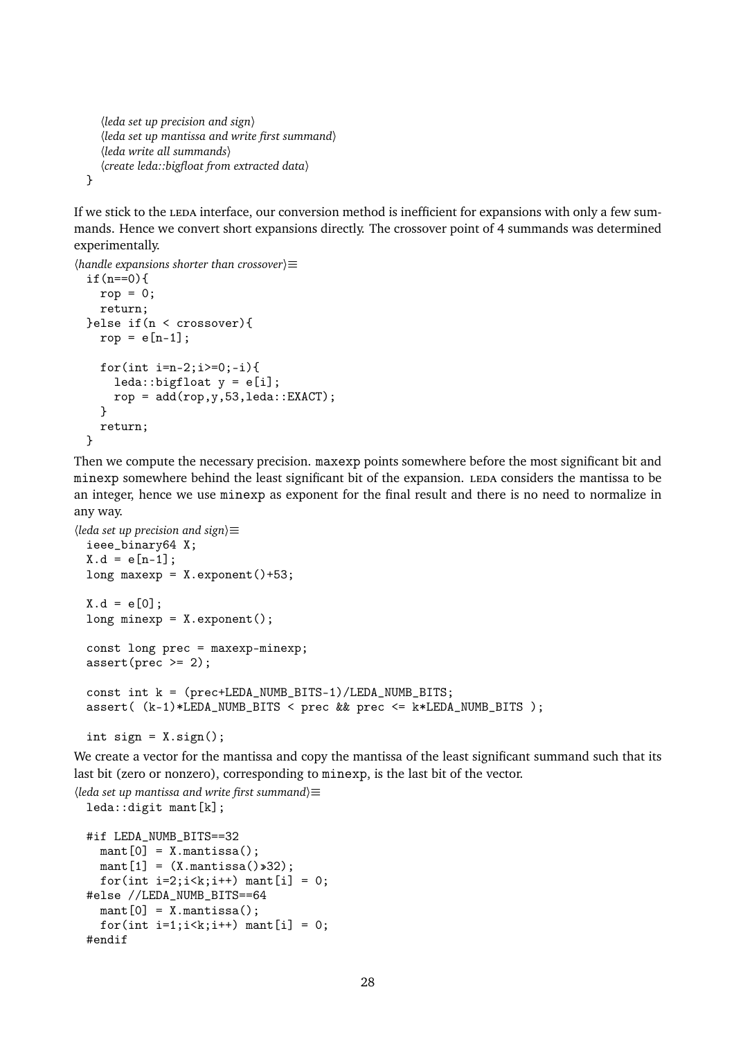```
  ⟨leda set up precision and sign⟩
  ⟨leda set up mantissa and write first summand⟩
  ⟨leda write all summands⟩
  ⟨create leda::bigfloat from extracted data⟩
}
```

If we stick to the LEDA interface, our conversion method is inefficient for expansions with only a few summands. Hence we convert short expansions directly. The crossover point of 4 summands was determined experimentally.

⟨*handle expansions shorter than crossover*⟩≡

```
if(n==0){
  rop = 0;
  return;
}else if(n < crossover){
  rop = e[n-1];

  for(int i=n-2;i>=0;-i){
    leda::bigfloat y = e[i];
    rop = add(rop,y,53,leda::EXACT);
  }
  return;
}
```

Then we compute the necessary precision. `maxexp` points somewhere before the most significant bit and `minexp` somewhere behind the least significant bit of the expansion. LEDA considers the mantissa to be an integer, hence we use `minexp` as exponent for the final result and there is no need to normalize in any way.

⟨*leda set up precision and sign*⟩≡

```
ieee_binary64 X;
X.d = e[n-1];
long maxexp = X.exponent()+53;

X.d = e[0];
long minexp = X.exponent();

const long prec = maxexp-minexp;
assert(prec >= 2);

const int k = (prec+LEDA_NUMB_BITS-1)/LEDA_NUMB_BITS;
assert( (k-1)*LEDA_NUMB_BITS < prec && prec <= k*LEDA_NUMB_BITS );

int sign = X.sign();
```

We create a vector for the mantissa and copy the mantissa of the least significant summand such that its last bit (zero or nonzero), corresponding to `minexp`, is the last bit of the vector.

⟨*leda set up mantissa and write first summand*⟩≡

```
leda::digit mant[k];

#if LEDA_NUMB_BITS==32
  mant[0] = X.mantissa();
  mant[1] = (X.mantissa()>>32);
  for(int i=2;i<k;i++) mant[i] = 0;
#else //LEDA_NUMB_BITS==64
  mant[0] = X.mantissa();
  for(int i=1;i<k;i++) mant[i] = 0;
#endif
```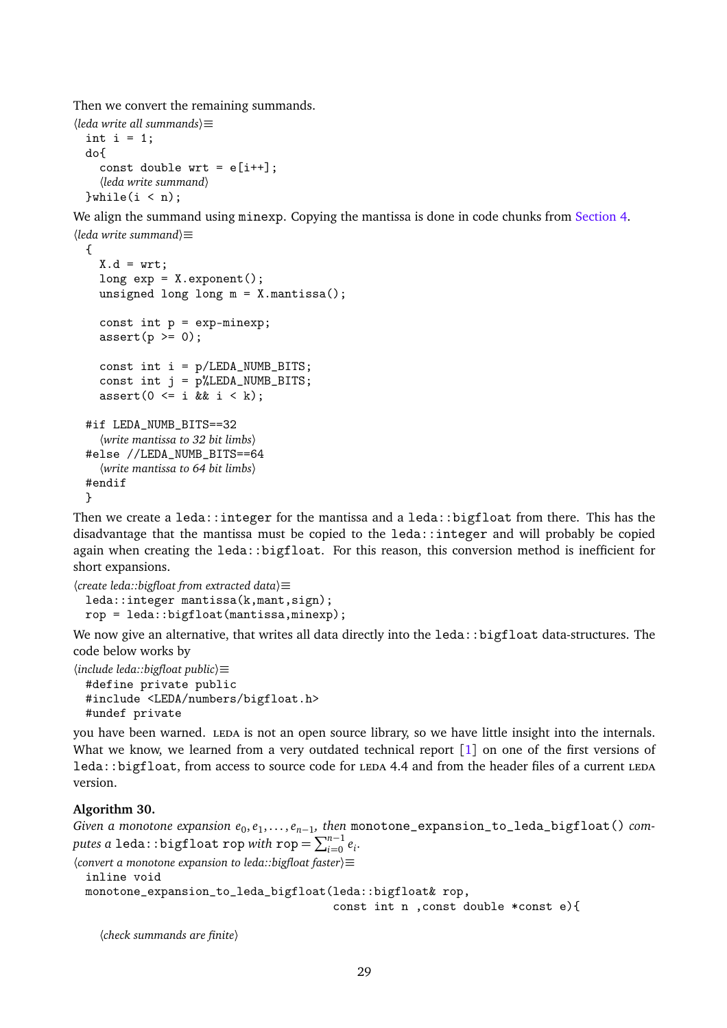Then we convert the remaining summands.

⟨*leda write all summands*⟩≡
```
int i = 1;
do{
  const double wrt = e[i++];
  ⟨leda write summand⟩
}while(i < n);
```

We align the summand using `minexp`. Copying the mantissa is done in code chunks from Section 4.

⟨*leda write summand*⟩≡
```
{
  X.d = wrt;
  long exp = X.exponent();
  unsigned long long m = X.mantissa();

  const int p = exp-minexp;
  assert(p >= 0);

  const int i = p/LEDA_NUMB_BITS;
  const int j = p%LEDA_NUMB_BITS;
  assert(0 <= i && i < k);

#if LEDA_NUMB_BITS==32
  ⟨write mantissa to 32 bit limbs⟩
#else //LEDA_NUMB_BITS==64
  ⟨write mantissa to 64 bit limbs⟩
#endif
}
```

Then we create a `leda::integer` for the mantissa and a `leda::bigfloat` from there. This has the disadvantage that the mantissa must be copied to the `leda::integer` and will probably be copied again when creating the `leda::bigfloat`. For this reason, this conversion method is inefficient for short expansions.

⟨*create leda::bigfloat from extracted data*⟩≡
```
leda::integer mantissa(k,mant,sign);
rop = leda::bigfloat(mantissa,minexp);
```

We now give an alternative, that writes all data directly into the `leda::bigfloat` data-structures. The code below works by

⟨*include leda::bigfloat public*⟩≡
```
#define private public
#include <LEDA/numbers/bigfloat.h>
#undef private
```

you have been warned. LEDA is not an open source library, so we have little insight into the internals. What we know, we learned from a very outdated technical report [1] on one of the first versions of `leda::bigfloat`, from access to source code for LEDA 4.4 and from the header files of a current LEDA version.

**Algorithm 30.**
*Given a monotone expansion* $e_0, e_1, \ldots, e_{n-1}$*, then* `monotone_expansion_to_leda_bigfloat()` *computes a* `leda::bigfloat rop` *with* $\texttt{rop} = \sum_{i=0}^{n-1} e_i$*.*

⟨*convert a monotone expansion to leda::bigfloat faster*⟩≡
```
inline void
monotone_expansion_to_leda_bigfloat(leda::bigfloat& rop,
                                    const int n ,const double *const e){

  ⟨check summands are finite⟩
```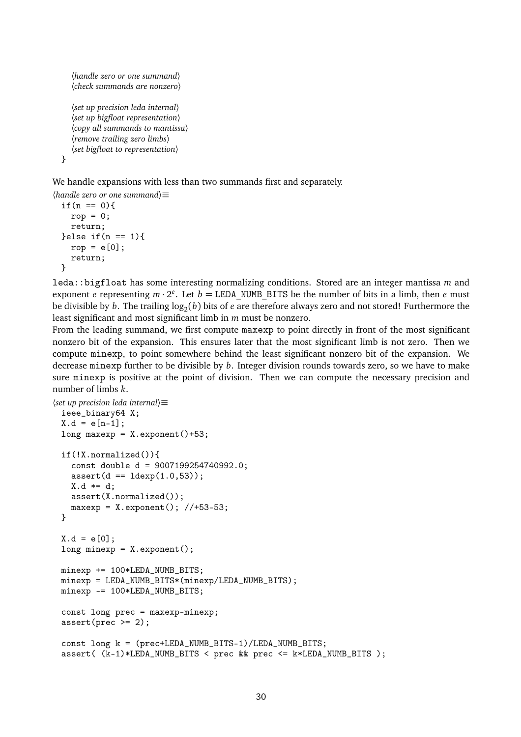```
  ⟨handle zero or one summand⟩
  ⟨check summands are nonzero⟩

  ⟨set up precision leda internal⟩
  ⟨set up bigfloat representation⟩
  ⟨copy all summands to mantissa⟩
  ⟨remove trailing zero limbs⟩
  ⟨set bigfloat to representation⟩
}
```

We handle expansions with less than two summands first and separately.

⟨*handle zero or one summand*⟩≡

```
if(n == 0){
  rop = 0;
  return;
}else if(n == 1){
  rop = e[0];
  return;
}
```

`leda::bigfloat` has some interesting normalizing conditions. Stored are an integer mantissa $m$ and exponent $e$ representing $m \cdot 2^e$. Let $b =$ LEDA_NUMB_BITS be the number of bits in a limb, then $e$ must be divisible by $b$. The trailing $\log_2(b)$ bits of $e$ are therefore always zero and not stored! Furthermore the least significant and most significant limb in $m$ must be nonzero.

From the leading summand, we first compute `maxexp` to point directly in front of the most significant nonzero bit of the expansion. This ensures later that the most significant limb is not zero. Then we compute `minexp`, to point somewhere behind the least significant nonzero bit of the expansion. We decrease `minexp` further to be divisible by $b$. Integer division rounds towards zero, so we have to make sure `minexp` is positive at the point of division. Then we can compute the necessary precision and number of limbs $k$.

⟨*set up precision leda internal*⟩≡

```
ieee_binary64 X;
X.d = e[n-1];
long maxexp = X.exponent()+53;

if(!X.normalized()){
  const double d = 9007199254740992.0;
  assert(d == ldexp(1.0,53));
  X.d *= d;
  assert(X.normalized());
  maxexp = X.exponent(); //+53-53;
}

X.d = e[0];
long minexp = X.exponent();

minexp += 100*LEDA_NUMB_BITS;
minexp = LEDA_NUMB_BITS*(minexp/LEDA_NUMB_BITS);
minexp -= 100*LEDA_NUMB_BITS;

const long prec = maxexp-minexp;
assert(prec >= 2);

const long k = (prec+LEDA_NUMB_BITS-1)/LEDA_NUMB_BITS;
assert( (k-1)*LEDA_NUMB_BITS < prec && prec <= k*LEDA_NUMB_BITS );
```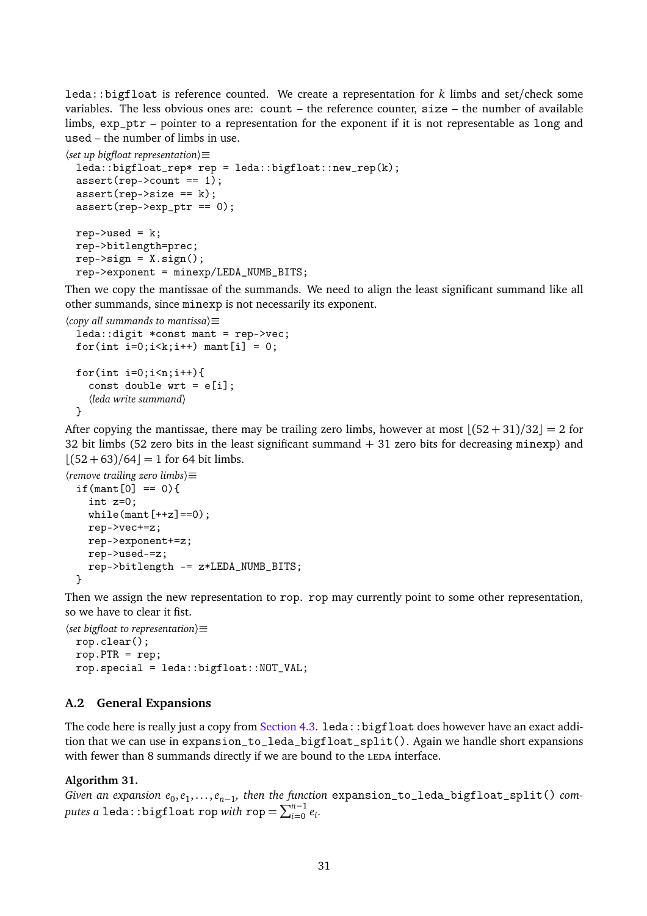leda::bigfloat is reference counted. We create a representation for $k$ limbs and set/check some variables. The less obvious ones are: count – the reference counter, size – the number of available limbs, exp_ptr – pointer to a representation for the exponent if it is not representable as long and used – the number of limbs in use.

⟨*set up bigfloat representation*⟩≡
```
leda::bigfloat_rep* rep = leda::bigfloat::new_rep(k);
assert(rep->count == 1);
assert(rep->size == k);
assert(rep->exp_ptr == 0);

rep->used = k;
rep->bitlength=prec;
rep->sign = X.sign();
rep->exponent = minexp/LEDA_NUMB_BITS;
```

Then we copy the mantissae of the summands. We need to align the least significant summand like all other summands, since minexp is not necessarily its exponent.

⟨*copy all summands to mantissa*⟩≡
```
leda::digit *const mant = rep->vec;
for(int i=0;i<k;i++) mant[i] = 0;

for(int i=0;i<n;i++){
  const double wrt = e[i];
  ⟨leda write summand⟩
}
```

After copying the mantissae, there may be trailing zero limbs, however at most $\lfloor(52+31)/32\rfloor = 2$ for 32 bit limbs (52 zero bits in the least significant summand + 31 zero bits for decreasing minexp) and $\lfloor(52+63)/64\rfloor = 1$ for 64 bit limbs.

⟨*remove trailing zero limbs*⟩≡
```
if(mant[0] == 0){
  int z=0;
  while(mant[++z]==0);
  rep->vec+=z;
  rep->exponent+=z;
  rep->used-=z;
  rep->bitlength -= z*LEDA_NUMB_BITS;
}
```

Then we assign the new representation to rop. rop may currently point to some other representation, so we have to clear it fist.

⟨*set bigfloat to representation*⟩≡
```
rop.clear();
rop.PTR = rep;
rop.special = leda::bigfloat::NOT_VAL;
```

## A.2 General Expansions

The code here is really just a copy from Section 4.3. leda::bigfloat does however have an exact addition that we can use in expansion_to_leda_bigfloat_split(). Again we handle short expansions with fewer than 8 summands directly if we are bound to the LEDA interface.

**Algorithm 31.**
*Given an expansion* $e_0, e_1, \ldots, e_{n-1}$*, then the function* expansion_to_leda_bigfloat_split() *computes a* leda::bigfloat rop *with* $\texttt{rop} = \sum_{i=0}^{n-1} e_i$.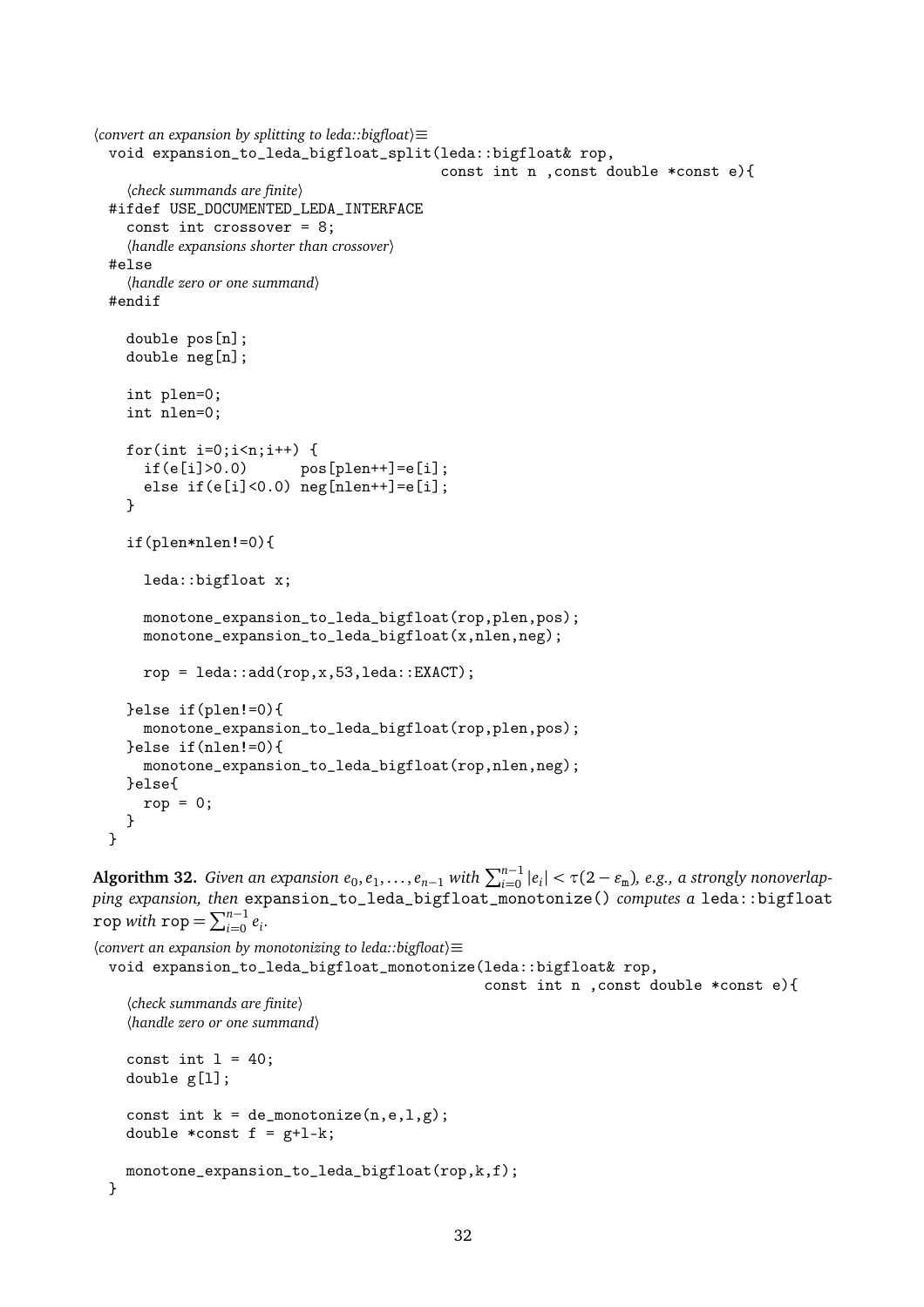⟨*convert an expansion by splitting to leda::bigfloat*⟩≡

```
void expansion_to_leda_bigfloat_split(leda::bigfloat& rop,
                                      const int n ,const double *const e){
  ⟨check summands are finite⟩
#ifdef USE_DOCUMENTED_LEDA_INTERFACE
  const int crossover = 8;
  ⟨handle expansions shorter than crossover⟩
#else
  ⟨handle zero or one summand⟩
#endif

  double pos[n];
  double neg[n];

  int plen=0;
  int nlen=0;

  for(int i=0;i<n;i++) {
    if(e[i]>0.0)      pos[plen++]=e[i];
    else if(e[i]<0.0) neg[nlen++]=e[i];
  }

  if(plen*nlen!=0){

    leda::bigfloat x;

    monotone_expansion_to_leda_bigfloat(rop,plen,pos);
    monotone_expansion_to_leda_bigfloat(x,nlen,neg);

    rop = leda::add(rop,x,53,leda::EXACT);

  }else if(plen!=0){
    monotone_expansion_to_leda_bigfloat(rop,plen,pos);
  }else if(nlen!=0){
    monotone_expansion_to_leda_bigfloat(rop,nlen,neg);
  }else{
    rop = 0;
  }
}
```

**Algorithm 32.** *Given an expansion* $e_0, e_1, \ldots, e_{n-1}$ *with* $\sum_{i=0}^{n-1} |e_i| < \tau(2 - \varepsilon_{\mathtt{m}})$*, e.g., a strongly nonoverlapping expansion, then* `expansion_to_leda_bigfloat_monotonize()` *computes a* `leda::bigfloat` `rop` *with* $\mathtt{rop} = \sum_{i=0}^{n-1} e_i$.

⟨*convert an expansion by monotonizing to leda::bigfloat*⟩≡

```
void expansion_to_leda_bigfloat_monotonize(leda::bigfloat& rop,
                                           const int n ,const double *const e){
  ⟨check summands are finite⟩
  ⟨handle zero or one summand⟩

  const int l = 40;
  double g[l];

  const int k = de_monotonize(n,e,l,g);
  double *const f = g+l-k;

  monotone_expansion_to_leda_bigfloat(rop,k,f);
}
```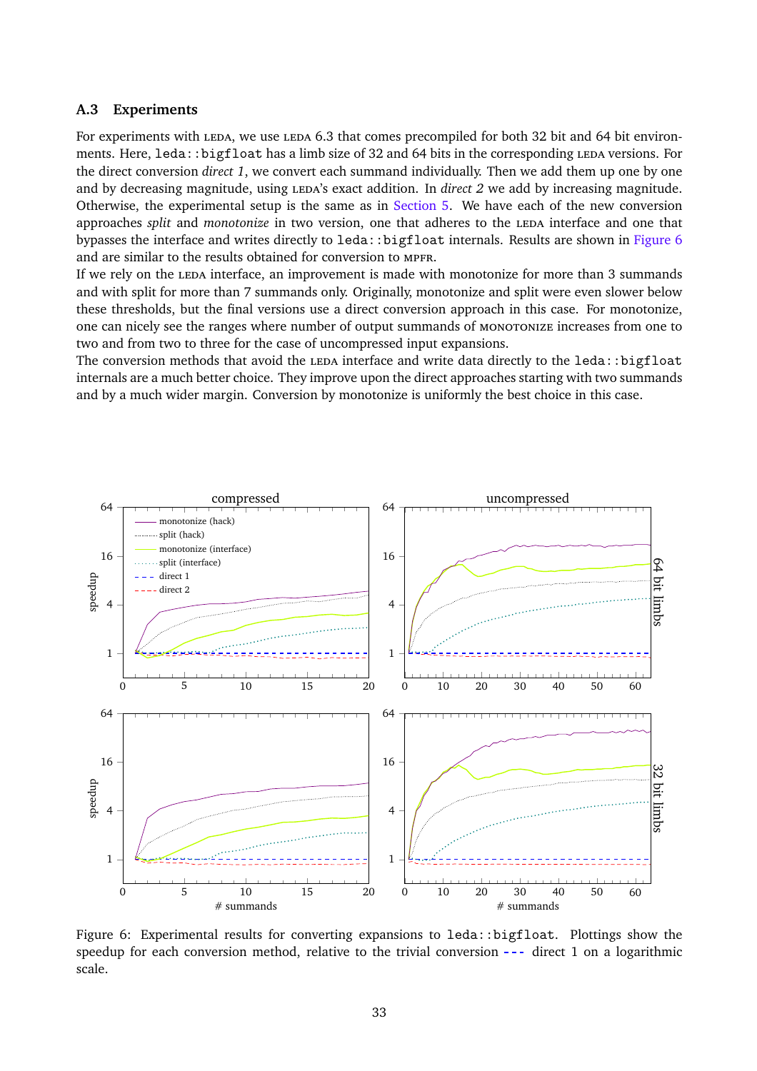### A.3 Experiments

For experiments with LEDA, we use LEDA 6.3 that comes precompiled for both 32 bit and 64 bit environments. Here, `leda::bigfloat` has a limb size of 32 and 64 bits in the corresponding LEDA versions. For the direct conversion *direct 1*, we convert each summand individually. Then we add them up one by one and by decreasing magnitude, using LEDA's exact addition. In *direct 2* we add by increasing magnitude. Otherwise, the experimental setup is the same as in Section 5. We have each of the new conversion approaches *split* and *monotonize* in two version, one that adheres to the LEDA interface and one that bypasses the interface and writes directly to `leda::bigfloat` internals. Results are shown in Figure 6 and are similar to the results obtained for conversion to MPFR.

If we rely on the LEDA interface, an improvement is made with monotonize for more than 3 summands and with split for more than 7 summands only. Originally, monotonize and split were even slower below these thresholds, but the final versions use a direct conversion approach in this case. For monotonize, one can nicely see the ranges where number of output summands of MONOTONIZE increases from one to two and from two to three for the case of uncompressed input expansions.

The conversion methods that avoid the LEDA interface and write data directly to the `leda::bigfloat` internals are a much better choice. They improve upon the direct approaches starting with two summands and by a much wider margin. Conversion by monotonize is uniformly the best choice in this case.

compressed

uncompressed

monotonize (hack)
split (hack)
monotonize (interface)
split (interface)
direct 1
direct 2

speedup

64 bit limbs

32 bit limbs

64
16
4
1

0 5 10 15 20

0 10 20 30 40 50 60

# summands

Figure 6: Experimental results for converting expansions to `leda::bigfloat`. Plottings show the speedup for each conversion method, relative to the trivial conversion --- direct 1 on a logarithmic scale.